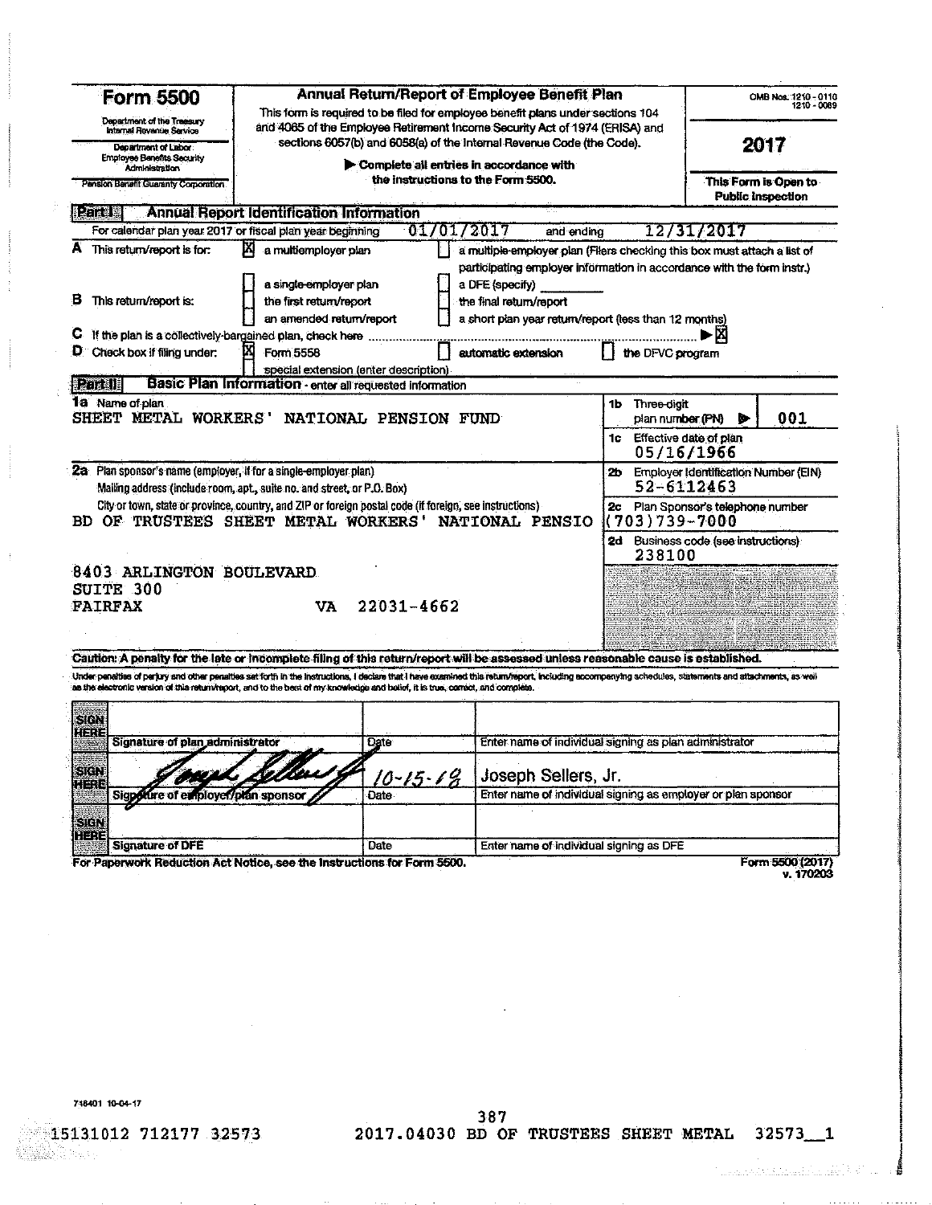# Form 5500

Department of the Treasury
Internal Revenue Service

Department of Labor
Employee Benefits Security Administration

Pension Benefit Guaranty Corporation

## Annual Return/Report of Employee Benefit Plan

This form is required to be filed for employee benefit plans under sections 104 and 4065 of the Employee Retirement Income Security Act of 1974 (ERISA) and sections 6057(b) and 6058(a) of the Internal Revenue Code (the Code).

▶ Complete all entries in accordance with the instructions to the Form 5500.

OMB Nos. 1210 - 0110
1210 - 0089

**2017**

This Form is Open to Public Inspection

## Part I Annual Report Identification Information

For calendar plan year 2017 or fiscal plan year beginning 01/01/2017 and ending 12/31/2017

**A** This return/report is for:
- [X] a multiemployer plan
- [ ] a multiple-employer plan (Filers checking this box must attach a list of participating employer information in accordance with the form instr.)
- [ ] a single-employer plan
- [ ] a DFE (specify) ________

**B** This return/report is:
- [ ] the first return/report
- [ ] the final return/report
- [ ] an amended return/report
- [ ] a short plan year return/report (less than 12 months)

**C** If the plan is a collectively-bargained plan, check here ........ ▶ [X]

**D** Check box if filing under:
- [X] Form 5558
- [ ] automatic extension
- [ ] the DFVC program
- [ ] special extension (enter description)

## Part II Basic Plan Information - enter all requested information

**1a** Name of plan
SHEET METAL WORKERS' NATIONAL PENSION FUND

**1b** Three-digit plan number (PN) ▶ 001

**1c** Effective date of plan
05/16/1966

**2a** Plan sponsor's name (employer, if for a single-employer plan)
Mailing address (include room, apt., suite no. and street, or P.O. Box)
City or town, state or province, country, and ZIP or foreign postal code (if foreign, see instructions)

BD OF TRUSTEES SHEET METAL WORKERS' NATIONAL PENSIO

8403 ARLINGTON BOULEVARD
SUITE 300
FAIRFAX VA 22031-4662

**2b** Employer Identification Number (EIN)
52-6112463

**2c** Plan Sponsor's telephone number
(703)739-7000

**2d** Business code (see instructions)
238100

**Caution: A penalty for the late or incomplete filing of this return/report will be assessed unless reasonable cause is established.**

Under penalties of perjury and other penalties set forth in the instructions, I declare that I have examined this return/report, including accompanying schedules, statements and attachments, as well as the electronic version of this return/report, and to the best of my knowledge and belief, it is true, correct, and complete.

| | | | |
|---|---|---|---|
| SIGN HERE | Signature of plan administrator | Date | Enter name of individual signing as plan administrator |
| SIGN HERE | [Signature] Signature of employer/plan sponsor | 10-15-18 Date | Joseph Sellers, Jr. Enter name of individual signing as employer or plan sponsor |
| SIGN HERE | Signature of DFE | Date | Enter name of individual signing as DFE |

For Paperwork Reduction Act Notice, see the Instructions for Form 5500.

Form 5500 (2017)
v. 170203

718401 10-04-17

15131012 712177 32573 2017.04030 BD OF TRUSTEES SHEET METAL 32573__1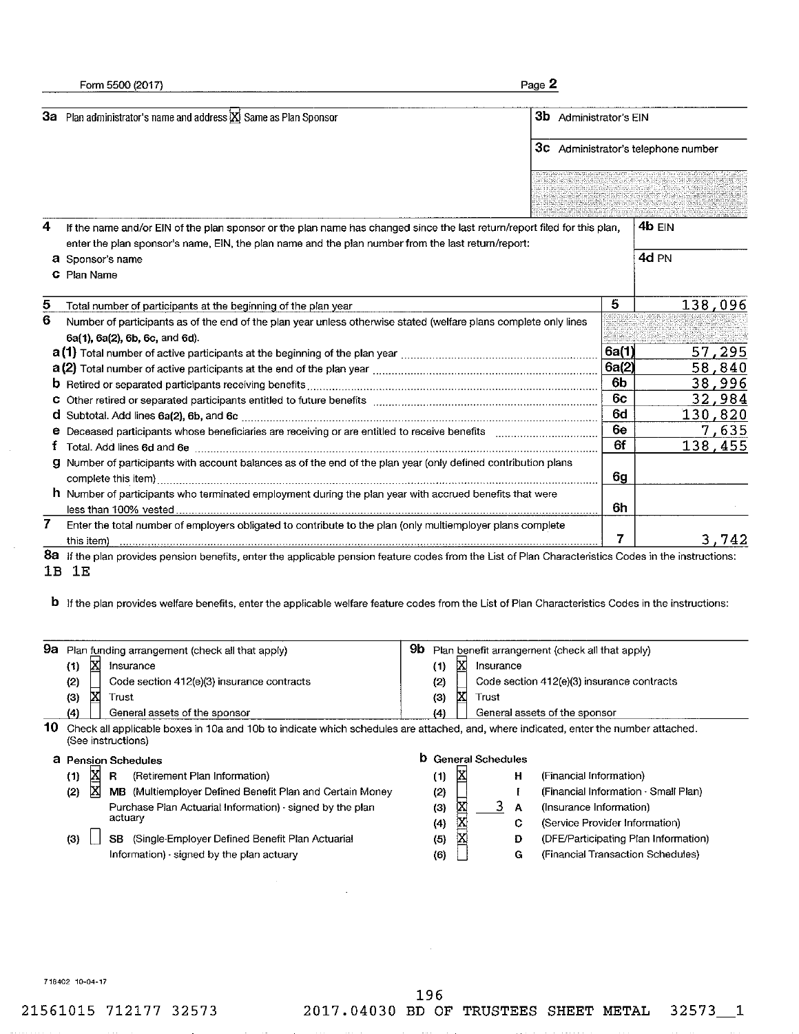Form 5500 (2017) Page **2**

| | |
|---|---|
| **3a** Plan administrator's name and address [X] Same as Plan Sponsor | **3b** Administrator's EIN |
| | **3c** Administrator's telephone number |

| | |
|---|---|
| **4** If the name and/or EIN of the plan sponsor or the plan name has changed since the last return/report filed for this plan, enter the plan sponsor's name, EIN, the plan name and the plan number from the last return/report: | **4b** EIN |
| **a** Sponsor's name | **4d** PN |
| **c** Plan Name | |

| | | |
|---|---|---|
| **5** Total number of participants at the beginning of the plan year | **5** | 138,096 |
| **6** Number of participants as of the end of the plan year unless otherwise stated (welfare plans complete only lines 6a(1), 6a(2), 6b, 6c, and 6d). | | |
| **a (1)** Total number of active participants at the beginning of the plan year | **6a(1)** | 57,295 |
| **a (2)** Total number of active participants at the end of the plan year | **6a(2)** | 58,840 |
| **b** Retired or separated participants receiving benefits | **6b** | 38,996 |
| **c** Other retired or separated participants entitled to future benefits | **6c** | 32,984 |
| **d** Subtotal. Add lines 6a(2), 6b, and 6c | **6d** | 130,820 |
| **e** Deceased participants whose beneficiaries are receiving or are entitled to receive benefits | **6e** | 7,635 |
| **f** Total. Add lines 6d and 6e | **6f** | 138,455 |
| **g** Number of participants with account balances as of the end of the plan year (only defined contribution plans complete this item) | **6g** | |
| **h** Number of participants who terminated employment during the plan year with accrued benefits that were less than 100% vested | **6h** | |
| **7** Enter the total number of employers obligated to contribute to the plan (only multiemployer plans complete this item) | **7** | 3,742 |

**8a** If the plan provides pension benefits, enter the applicable pension feature codes from the List of Plan Characteristics Codes in the instructions:
1B 1E

**b** If the plan provides welfare benefits, enter the applicable welfare feature codes from the List of Plan Characteristics Codes in the instructions:

| **9a** Plan funding arrangement (check all that apply) | **9b** Plan benefit arrangement (check all that apply) |
|---|---|
| (1) [X] Insurance | (1) [X] Insurance |
| (2) [ ] Code section 412(e)(3) insurance contracts | (2) [ ] Code section 412(e)(3) insurance contracts |
| (3) [X] Trust | (3) [X] Trust |
| (4) [ ] General assets of the sponsor | (4) [ ] General assets of the sponsor |

**10** Check all applicable boxes in 10a and 10b to indicate which schedules are attached, and, where indicated, enter the number attached. (See instructions)

**a Pension Schedules**

- (1) [X] **R** (Retirement Plan Information)
- (2) [X] **MB** (Multiemployer Defined Benefit Plan and Certain Money Purchase Plan Actuarial Information) - signed by the plan actuary
- (3) [ ] **SB** (Single-Employer Defined Benefit Plan Actuarial Information) - signed by the plan actuary

**b General Schedules**

- (1) [X] **H** (Financial Information)
- (2) [ ] **I** (Financial Information - Small Plan)
- (3) [X] 3 **A** (Insurance Information)
- (4) [X] **C** (Service Provider Information)
- (5) [X] **D** (DFE/Participating Plan Information)
- (6) [ ] **G** (Financial Transaction Schedules)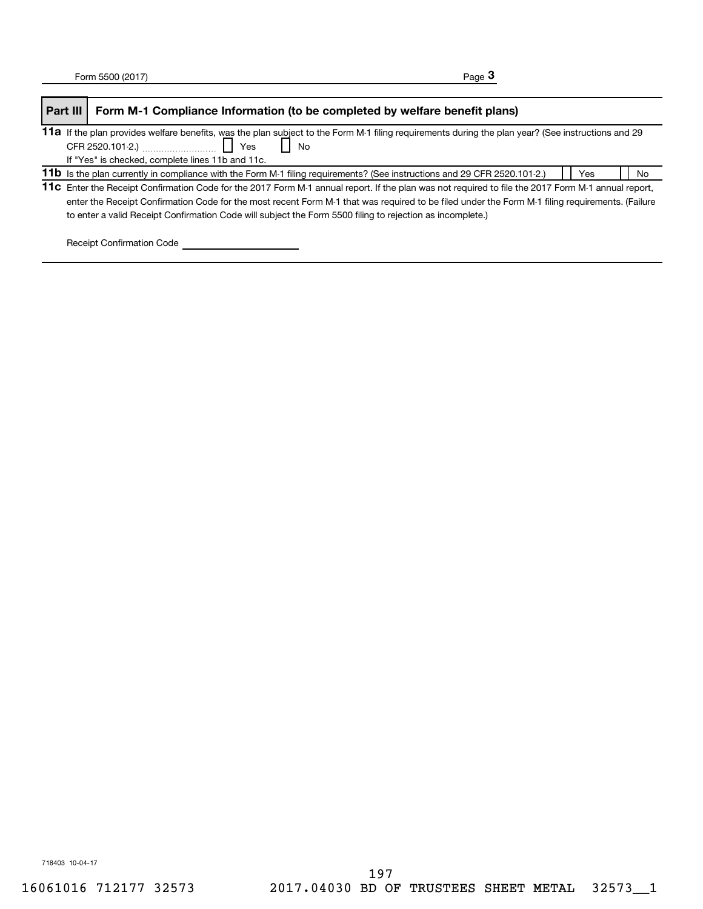## Part III Form M-1 Compliance Information (to be completed by welfare benefit plans)

**11a** If the plan provides welfare benefits, was the plan subject to the Form M-1 filing requirements during the plan year? (See instructions and 29 CFR 2520.101-2.) ☐ Yes ☐ No

If "Yes" is checked, complete lines 11b and 11c.

**11b** Is the plan currently in compliance with the Form M-1 filing requirements? (See instructions and 29 CFR 2520.101-2.) ☐ Yes ☐ No

**11c** Enter the Receipt Confirmation Code for the 2017 Form M-1 annual report. If the plan was not required to file the 2017 Form M-1 annual report, enter the Receipt Confirmation Code for the most recent Form M-1 that was required to be filed under the Form M-1 filing requirements. (Failure to enter a valid Receipt Confirmation Code will subject the Form 5500 filing to rejection as incomplete.)

Receipt Confirmation Code ______________________

718403 10-04-17

16061016 712177 32573 2017.04030 BD OF TRUSTEES SHEET METAL 32573__1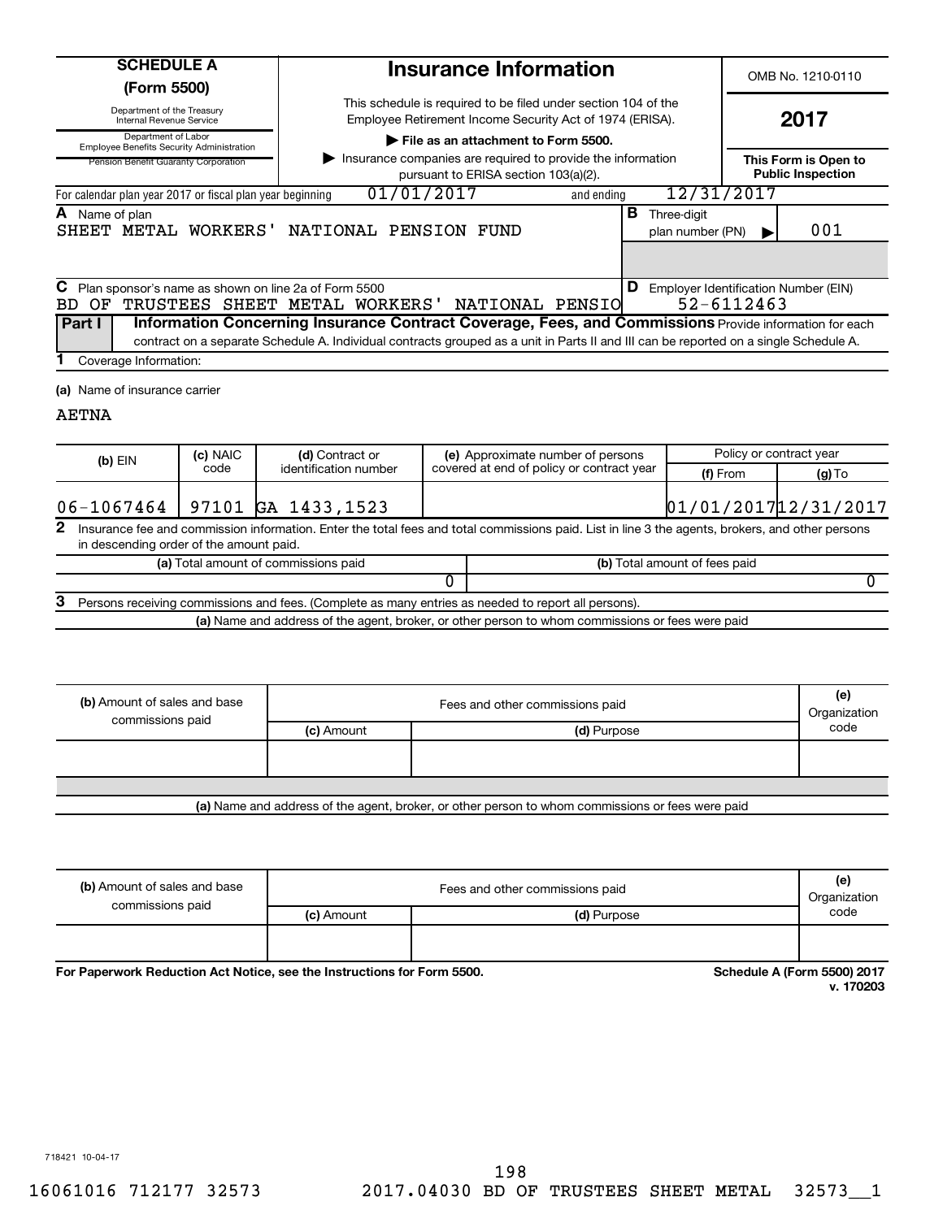# SCHEDULE A (Form 5500)

Department of the Treasury
Internal Revenue Service

Department of Labor
Employee Benefits Security Administration

Pension Benefit Guaranty Corporation

## Insurance Information

This schedule is required to be filed under section 104 of the Employee Retirement Income Security Act of 1974 (ERISA).

▶ **File as an attachment to Form 5500.**

▶ Insurance companies are required to provide the information pursuant to ERISA section 103(a)(2).

OMB No. 1210-0110

**2017**

**This Form is Open to Public Inspection**

For calendar plan year 2017 or fiscal plan year beginning 01/01/2017 and ending 12/31/2017

**A** Name of plan
SHEET METAL WORKERS' NATIONAL PENSION FUND

**B** Three-digit plan number (PN) ▶ 001

**C** Plan sponsor's name as shown on line 2a of Form 5500
BD OF TRUSTEES SHEET METAL WORKERS' NATIONAL PENSIO

**D** Employer Identification Number (EIN)
52-6112463

**Part I** **Information Concerning Insurance Contract Coverage, Fees, and Commissions** Provide information for each contract on a separate Schedule A. Individual contracts grouped as a unit in Parts II and III can be reported on a single Schedule A.

**1** Coverage Information:

**(a)** Name of insurance carrier

AETNA

| (b) EIN | (c) NAIC code | (d) Contract or identification number | (e) Approximate number of persons covered at end of policy or contract year | Policy or contract year (f) From | (g) To |
|---|---|---|---|---|---|
| 06-1067464 | 97101 | GA 1433,1523 | | 01/01/2017 | 12/31/2017 |

**2** Insurance fee and commission information. Enter the total fees and total commissions paid. List in line 3 the agents, brokers, and other persons in descending order of the amount paid.

| (a) Total amount of commissions paid | (b) Total amount of fees paid |
|---|---|
| 0 | 0 |

**3** Persons receiving commissions and fees. (Complete as many entries as needed to report all persons).

**(a)** Name and address of the agent, broker, or other person to whom commissions or fees were paid

| (b) Amount of sales and base commissions paid | Fees and other commissions paid (c) Amount | (d) Purpose | (e) Organization code |
|---|---|---|---|
| | | | |

**(a)** Name and address of the agent, broker, or other person to whom commissions or fees were paid

| (b) Amount of sales and base commissions paid | Fees and other commissions paid (c) Amount | (d) Purpose | (e) Organization code |
|---|---|---|---|
| | | | |

**For Paperwork Reduction Act Notice, see the Instructions for Form 5500.**

**Schedule A (Form 5500) 2017**
**v. 170203**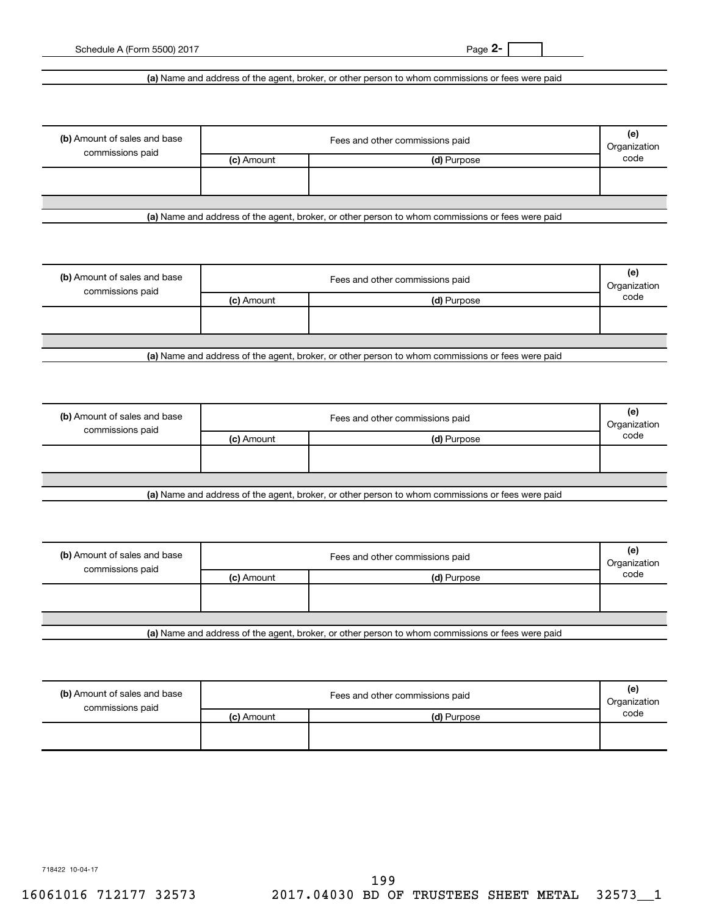(a) Name and address of the agent, broker, or other person to whom commissions or fees were paid

| (b) Amount of sales and base commissions paid | Fees and other commissions paid | | (e) Organization code |
|---|---|---|---|
| | (c) Amount | (d) Purpose | |
| | | | |

(a) Name and address of the agent, broker, or other person to whom commissions or fees were paid

| (b) Amount of sales and base commissions paid | Fees and other commissions paid | | (e) Organization code |
|---|---|---|---|
| | (c) Amount | (d) Purpose | |
| | | | |

(a) Name and address of the agent, broker, or other person to whom commissions or fees were paid

| (b) Amount of sales and base commissions paid | Fees and other commissions paid | | (e) Organization code |
|---|---|---|---|
| | (c) Amount | (d) Purpose | |
| | | | |

(a) Name and address of the agent, broker, or other person to whom commissions or fees were paid

| (b) Amount of sales and base commissions paid | Fees and other commissions paid | | (e) Organization code |
|---|---|---|---|
| | (c) Amount | (d) Purpose | |
| | | | |

(a) Name and address of the agent, broker, or other person to whom commissions or fees were paid

| (b) Amount of sales and base commissions paid | Fees and other commissions paid | | (e) Organization code |
|---|---|---|---|
| | (c) Amount | (d) Purpose | |
| | | | |

718422 10-04-17

16061016 712177 32573 2017.04030 BD OF TRUSTEES SHEET METAL 32573__1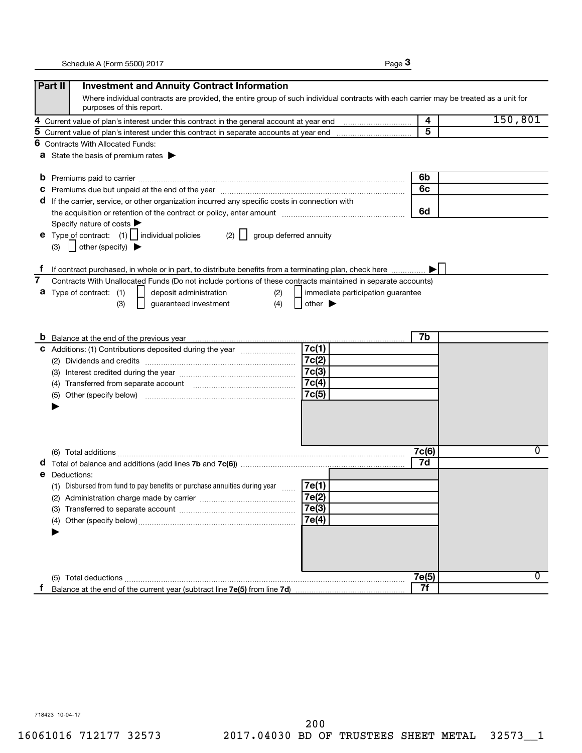## Part II Investment and Annuity Contract Information

Where individual contracts are provided, the entire group of such individual contracts with each carrier may be treated as a unit for purposes of this report.

| | | |
|---|---|---|
| **4** Current value of plan's interest under this contract in the general account at year end | 4 | 150,801 |
| **5** Current value of plan's interest under this contract in separate accounts at year end | 5 | |

**6** Contracts With Allocated Funds:

**a** State the basis of premium rates ▶

| | | |
|---|---|---|
| **b** Premiums paid to carrier | 6b | |
| **c** Premiums due but unpaid at the end of the year | 6c | |
| **d** If the carrier, service, or other organization incurred any specific costs in connection with the acquisition or retention of the contract or policy, enter amount | 6d | |

Specify nature of costs ▶

**e** Type of contract: (1) ☐ individual policies (2) ☐ group deferred annuity

(3) ☐ other (specify) ▶

**f** If contract purchased, in whole or in part, to distribute benefits from a terminating plan, check here ▶ ☐

**7** Contracts With Unallocated Funds (Do not include portions of these contracts maintained in separate accounts)

**a** Type of contract: (1) ☐ deposit administration (2) ☐ immediate participation guarantee

(3) ☐ guaranteed investment (4) ☐ other ▶

| | | | | |
|---|---|---|---|---|
| **b** Balance at the end of the previous year | | | 7b | |
| **c** Additions: (1) Contributions deposited during the year | 7c(1) | | | |
| (2) Dividends and credits | 7c(2) | | | |
| (3) Interest credited during the year | 7c(3) | | | |
| (4) Transferred from separate account | 7c(4) | | | |
| (5) Other (specify below) ▶ | 7c(5) | | | |
| (6) Total additions | | | 7c(6) | 0 |
| **d** Total of balance and additions (add lines **7b** and **7c(6)**) | | | 7d | |
| **e** Deductions: | | | | |
| (1) Disbursed from fund to pay benefits or purchase annuities during year | 7e(1) | | | |
| (2) Administration charge made by carrier | 7e(2) | | | |
| (3) Transferred to separate account | 7e(3) | | | |
| (4) Other (specify below) ▶ | 7e(4) | | | |
| (5) Total deductions | | | 7e(5) | 0 |
| **f** Balance at the end of the current year (subtract line **7e(5)** from line **7d**) | | | 7f | |

718423 10-04-17

16061016 712177 32573 2017.04030 BD OF TRUSTEES SHEET METAL 32573__1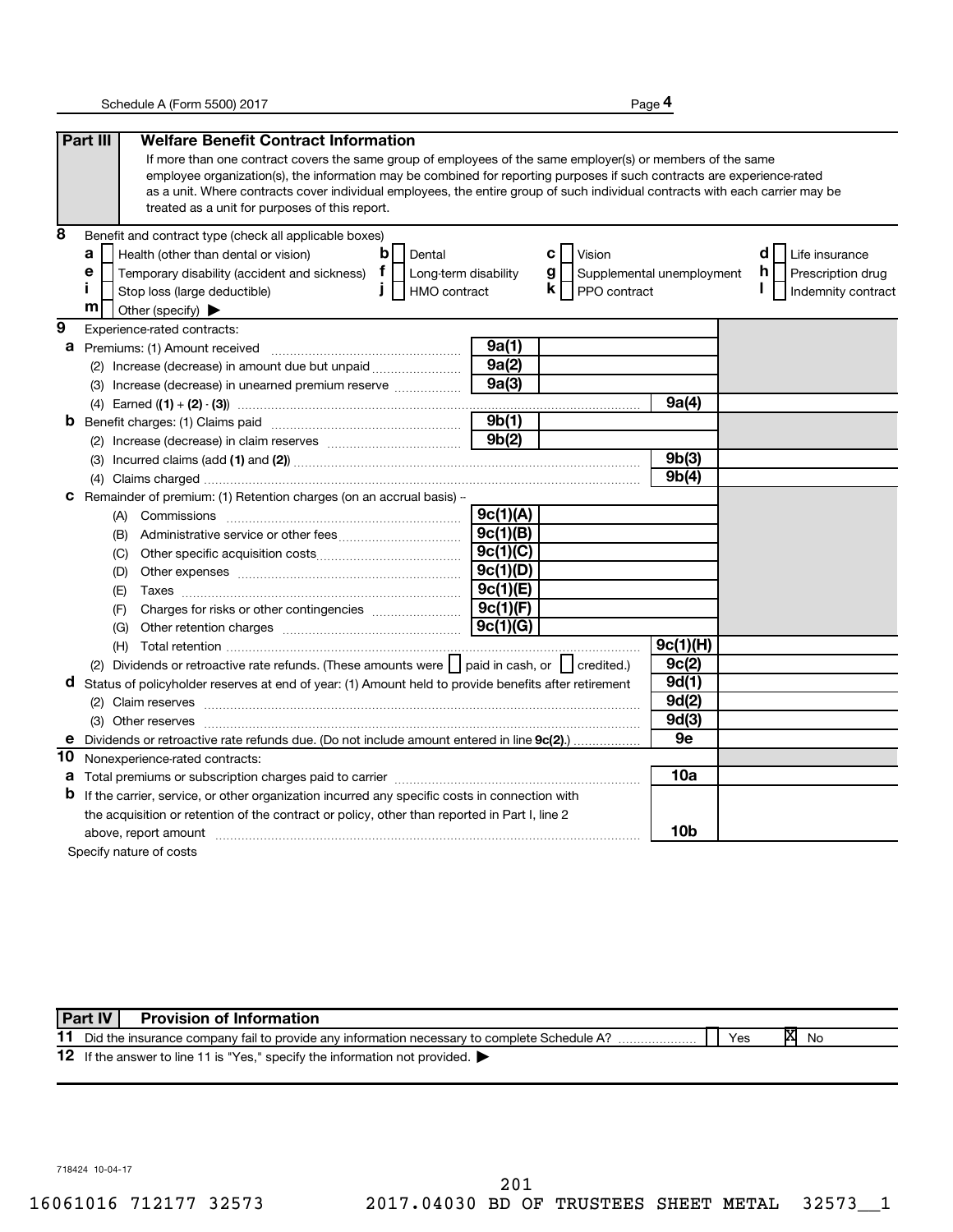## Part III Welfare Benefit Contract Information

If more than one contract covers the same group of employees of the same employer(s) or members of the same employee organization(s), the information may be combined for reporting purposes if such contracts are experience-rated as a unit. Where contracts cover individual employees, the entire group of such individual contracts with each carrier may be treated as a unit for purposes of this report.

**8** Benefit and contract type (check all applicable boxes)

- **a** ☐ Health (other than dental or vision)
- **b** ☐ Dental
- **c** ☐ Vision
- **d** ☐ Life insurance
- **e** ☐ Temporary disability (accident and sickness)
- **f** ☐ Long-term disability
- **g** ☐ Supplemental unemployment
- **h** ☐ Prescription drug
- **i** ☐ Stop loss (large deductible)
- **j** ☐ HMO contract
- **k** ☐ PPO contract
- **l** ☐ Indemnity contract
- **m** ☐ Other (specify) ▶

**9** Experience-rated contracts:

| Line | Description | Line ref | Amount | Line ref | Amount |
|---|---|---|---|---|---|
| **a** | Premiums: (1) Amount received | 9a(1) | | | |
| | (2) Increase (decrease) in amount due but unpaid | 9a(2) | | | |
| | (3) Increase (decrease) in unearned premium reserve | 9a(3) | | | |
| | (4) Earned ((1) + (2) - (3)) | | | 9a(4) | |
| **b** | Benefit charges: (1) Claims paid | 9b(1) | | | |
| | (2) Increase (decrease) in claim reserves | 9b(2) | | | |
| | (3) Incurred claims (add (1) and (2)) | | | 9b(3) | |
| | (4) Claims charged | | | 9b(4) | |
| **c** | Remainder of premium: (1) Retention charges (on an accrual basis) -- | | | | |
| | (A) Commissions | 9c(1)(A) | | | |
| | (B) Administrative service or other fees | 9c(1)(B) | | | |
| | (C) Other specific acquisition costs | 9c(1)(C) | | | |
| | (D) Other expenses | 9c(1)(D) | | | |
| | (E) Taxes | 9c(1)(E) | | | |
| | (F) Charges for risks or other contingencies | 9c(1)(F) | | | |
| | (G) Other retention charges | 9c(1)(G) | | | |
| | (H) Total retention | | | 9c(1)(H) | |
| | (2) Dividends or retroactive rate refunds. (These amounts were ☐ paid in cash, or ☐ credited.) | | | 9c(2) | |
| **d** | Status of policyholder reserves at end of year: (1) Amount held to provide benefits after retirement | | | 9d(1) | |
| | (2) Claim reserves | | | 9d(2) | |
| | (3) Other reserves | | | 9d(3) | |
| **e** | Dividends or retroactive rate refunds due. (Do not include amount entered in line 9c(2).) | | | 9e | |

**10** Nonexperience-rated contracts:

| Line | Description | Line ref | Amount |
|---|---|---|---|
| **a** | Total premiums or subscription charges paid to carrier | 10a | |
| **b** | If the carrier, service, or other organization incurred any specific costs in connection with the acquisition or retention of the contract or policy, other than reported in Part I, line 2 above, report amount | 10b | |

Specify nature of costs

## Part IV Provision of Information

**11** Did the insurance company fail to provide any information necessary to complete Schedule A? ☐ Yes ☒ No

**12** If the answer to line 11 is "Yes," specify the information not provided. ▶

718424 10-04-17

16061016 712177 32573 2017.04030 BD OF TRUSTEES SHEET METAL 32573__1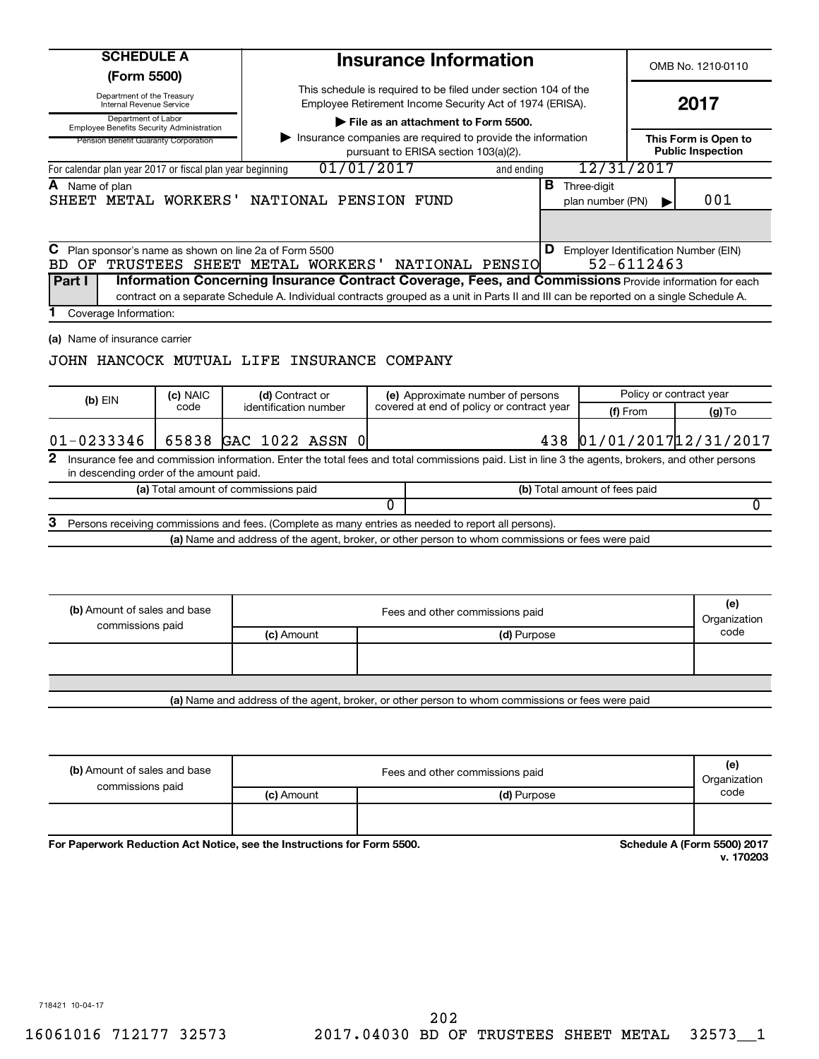# SCHEDULE A (Form 5500)

Department of the Treasury
Internal Revenue Service

Department of Labor
Employee Benefits Security Administration

Pension Benefit Guaranty Corporation

## Insurance Information

This schedule is required to be filed under section 104 of the Employee Retirement Income Security Act of 1974 (ERISA).

▶ **File as an attachment to Form 5500.**

▶ Insurance companies are required to provide the information pursuant to ERISA section 103(a)(2).

OMB No. 1210-0110

**2017**

**This Form is Open to Public Inspection**

For calendar plan year 2017 or fiscal plan year beginning 01/01/2017 and ending 12/31/2017

**A** Name of plan
SHEET METAL WORKERS' NATIONAL PENSION FUND

**B** Three-digit plan number (PN) ▶ 001

**C** Plan sponsor's name as shown on line 2a of Form 5500
BD OF TRUSTEES SHEET METAL WORKERS' NATIONAL PENSIO

**D** Employer Identification Number (EIN)
52-6112463

**Part I** **Information Concerning Insurance Contract Coverage, Fees, and Commissions** Provide information for each contract on a separate Schedule A. Individual contracts grouped as a unit in Parts II and III can be reported on a single Schedule A.

**1** Coverage Information:

**(a)** Name of insurance carrier

JOHN HANCOCK MUTUAL LIFE INSURANCE COMPANY

| (b) EIN | (c) NAIC code | (d) Contract or identification number | (e) Approximate number of persons covered at end of policy or contract year | Policy or contract year (f) From | (g) To |
|---|---|---|---|---|---|
| 01-0233346 | 65838 | GAC 1022 ASSN 0 | 438 | 01/01/2017 | 12/31/2017 |

**2** Insurance fee and commission information. Enter the total fees and total commissions paid. List in line 3 the agents, brokers, and other persons in descending order of the amount paid.

| (a) Total amount of commissions paid | (b) Total amount of fees paid |
|---|---|
| 0 | 0 |

**3** Persons receiving commissions and fees. (Complete as many entries as needed to report all persons).

**(a)** Name and address of the agent, broker, or other person to whom commissions or fees were paid

| (b) Amount of sales and base commissions paid | Fees and other commissions paid (c) Amount | (d) Purpose | (e) Organization code |
|---|---|---|---|
| | | | |

**(a)** Name and address of the agent, broker, or other person to whom commissions or fees were paid

| (b) Amount of sales and base commissions paid | Fees and other commissions paid (c) Amount | (d) Purpose | (e) Organization code |
|---|---|---|---|
| | | | |

**For Paperwork Reduction Act Notice, see the Instructions for Form 5500.**

**Schedule A (Form 5500) 2017**
**v. 170203**

718421 10-04-17

16061016 712177 32573 2017.04030 BD OF TRUSTEES SHEET METAL 32573__1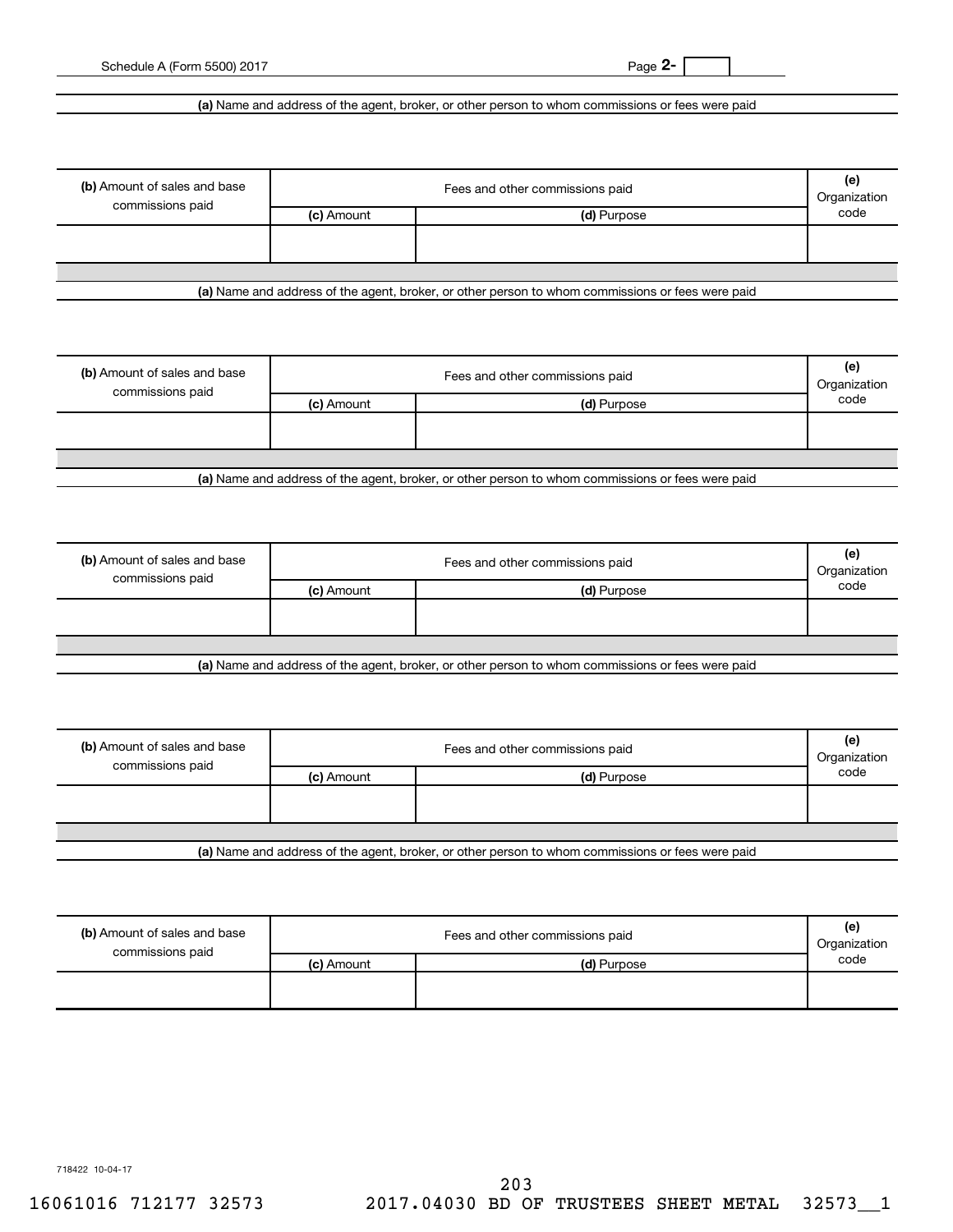Schedule A (Form 5500) 2017 Page **2-**

**(a)** Name and address of the agent, broker, or other person to whom commissions or fees were paid

| **(b)** Amount of sales and base commissions paid | Fees and other commissions paid | | **(e)** Organization code |
|---|---|---|---|
| | **(c)** Amount | **(d)** Purpose | |
| | | | |

**(a)** Name and address of the agent, broker, or other person to whom commissions or fees were paid

| **(b)** Amount of sales and base commissions paid | Fees and other commissions paid | | **(e)** Organization code |
|---|---|---|---|
| | **(c)** Amount | **(d)** Purpose | |
| | | | |

**(a)** Name and address of the agent, broker, or other person to whom commissions or fees were paid

| **(b)** Amount of sales and base commissions paid | Fees and other commissions paid | | **(e)** Organization code |
|---|---|---|---|
| | **(c)** Amount | **(d)** Purpose | |
| | | | |

**(a)** Name and address of the agent, broker, or other person to whom commissions or fees were paid

| **(b)** Amount of sales and base commissions paid | Fees and other commissions paid | | **(e)** Organization code |
|---|---|---|---|
| | **(c)** Amount | **(d)** Purpose | |
| | | | |

**(a)** Name and address of the agent, broker, or other person to whom commissions or fees were paid

| **(b)** Amount of sales and base commissions paid | Fees and other commissions paid | | **(e)** Organization code |
|---|---|---|---|
| | **(c)** Amount | **(d)** Purpose | |
| | | | |

718422 10-04-17

16061016 712177 32573 2017.04030 BD OF TRUSTEES SHEET METAL 32573__1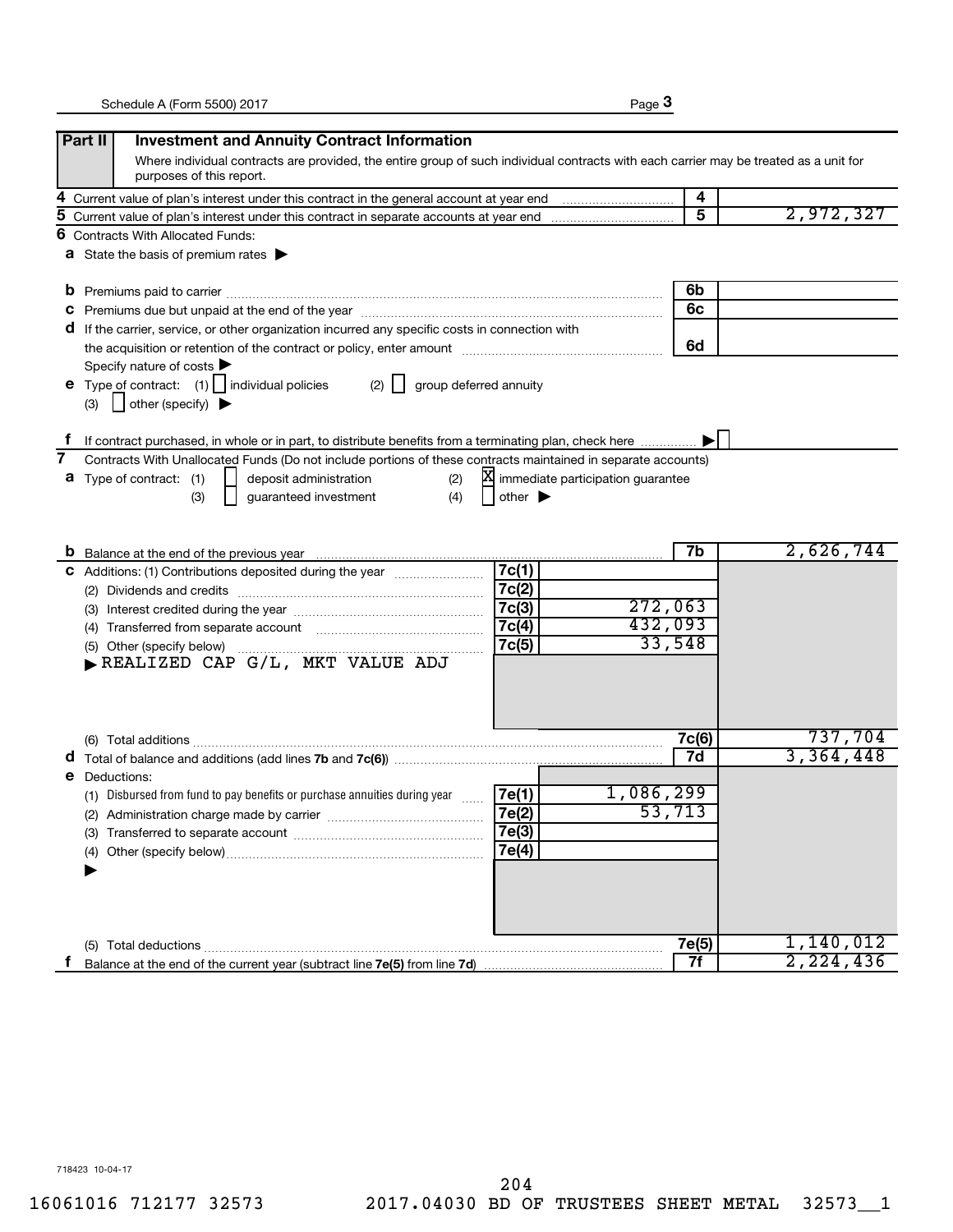## Part II Investment and Annuity Contract Information

Where individual contracts are provided, the entire group of such individual contracts with each carrier may be treated as a unit for purposes of this report.

| | | | |
|---|---|---|---|
| **4** | Current value of plan's interest under this contract in the general account at year end | 4 | |
| **5** | Current value of plan's interest under this contract in separate accounts at year end | 5 | 2,972,327 |

**6** Contracts With Allocated Funds:

**a** State the basis of premium rates ▶

| | | | |
|---|---|---|---|
| **b** | Premiums paid to carrier | 6b | |
| **c** | Premiums due but unpaid at the end of the year | 6c | |
| **d** | If the carrier, service, or other organization incurred any specific costs in connection with the acquisition or retention of the contract or policy, enter amount | 6d | |

Specify nature of costs ▶

**e** Type of contract: (1) ☐ individual policies (2) ☐ group deferred annuity

(3) ☐ other (specify) ▶

**f** If contract purchased, in whole or in part, to distribute benefits from a terminating plan, check here ▶ ☐

**7** Contracts With Unallocated Funds (Do not include portions of these contracts maintained in separate accounts)

**a** Type of contract: (1) ☐ deposit administration (2) ☒ immediate participation guarantee

(3) ☐ guaranteed investment (4) ☐ other ▶

| | | | | | |
|---|---|---|---|---|---|
| **b** | Balance at the end of the previous year | | | 7b | 2,626,744 |
| **c** | Additions: (1) Contributions deposited during the year | 7c(1) | | | |
| | (2) Dividends and credits | 7c(2) | | | |
| | (3) Interest credited during the year | 7c(3) | 272,063 | | |
| | (4) Transferred from separate account | 7c(4) | 432,093 | | |
| | (5) Other (specify below) | 7c(5) | 33,548 | | |
| | ▶ REALIZED CAP G/L, MKT VALUE ADJ | | | | |
| | (6) Total additions | | | 7c(6) | 737,704 |
| **d** | Total of balance and additions (add lines 7b and 7c(6)) | | | 7d | 3,364,448 |
| **e** | Deductions: | | | | |
| | (1) Disbursed from fund to pay benefits or purchase annuities during year | 7e(1) | 1,086,299 | | |
| | (2) Administration charge made by carrier | 7e(2) | 53,713 | | |
| | (3) Transferred to separate account | 7e(3) | | | |
| | (4) Other (specify below) | 7e(4) | | | |
| | ▶ | | | | |
| | (5) Total deductions | | | 7e(5) | 1,140,012 |
| **f** | Balance at the end of the current year (subtract line 7e(5) from line 7d) | | | 7f | 2,224,436 |

718423 10-04-17

16061016 712177 32573 2017.04030 BD OF TRUSTEES SHEET METAL 32573__1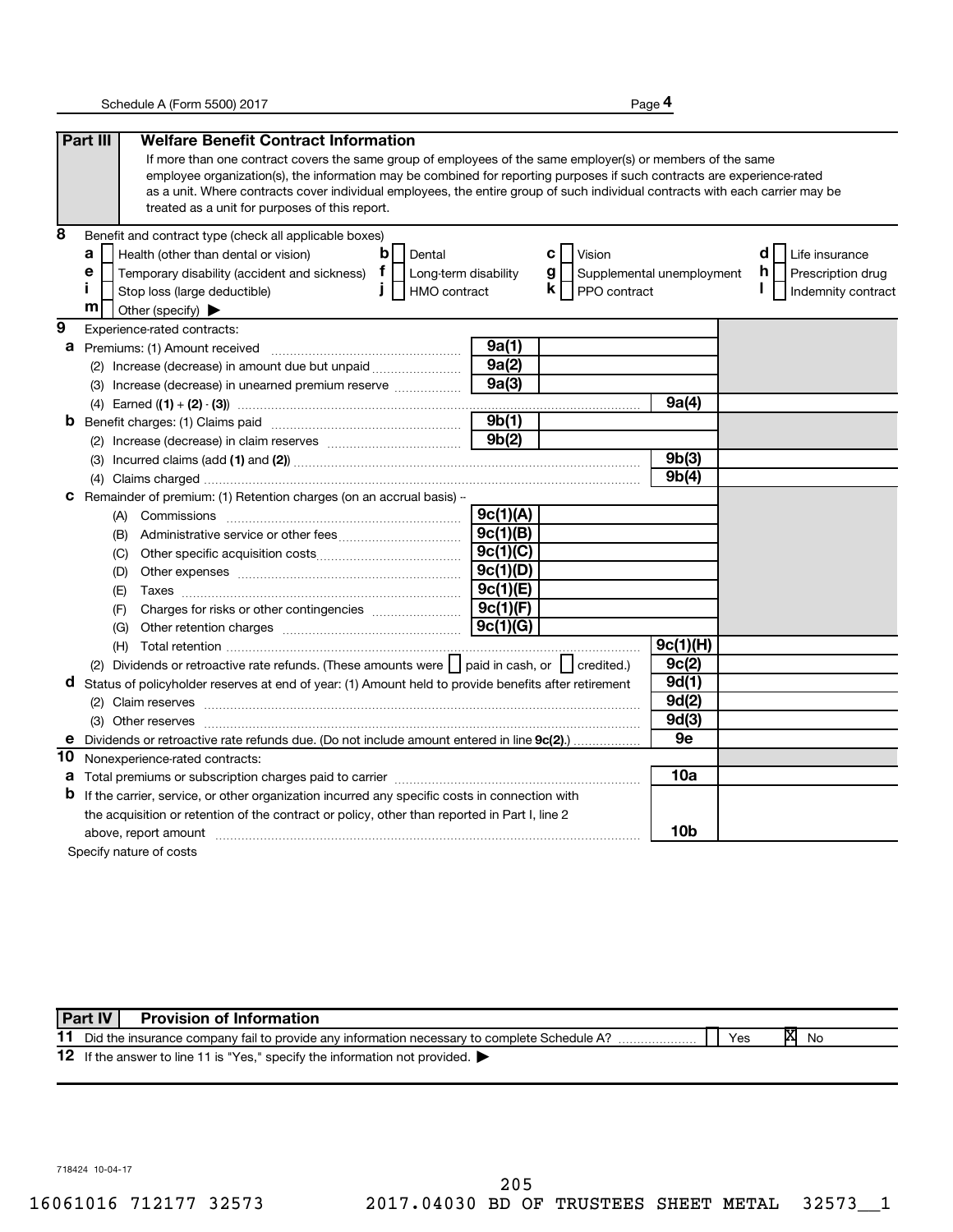## Part III Welfare Benefit Contract Information

If more than one contract covers the same group of employees of the same employer(s) or members of the same employee organization(s), the information may be combined for reporting purposes if such contracts are experience-rated as a unit. Where contracts cover individual employees, the entire group of such individual contracts with each carrier may be treated as a unit for purposes of this report.

**8** Benefit and contract type (check all applicable boxes)

- **a** [ ] Health (other than dental or vision)
- **b** [ ] Dental
- **c** [ ] Vision
- **d** [ ] Life insurance
- **e** [ ] Temporary disability (accident and sickness)
- **f** [ ] Long-term disability
- **g** [ ] Supplemental unemployment
- **h** [ ] Prescription drug
- **i** [ ] Stop loss (large deductible)
- **j** [ ] HMO contract
- **k** [ ] PPO contract
- **l** [ ] Indemnity contract
- **m** [ ] Other (specify) ▶

**9** Experience-rated contracts:

| Line | Description | | | | |
|---|---|---|---|---|---|
| **a** | Premiums: (1) Amount received | 9a(1) | | | |
| | (2) Increase (decrease) in amount due but unpaid | 9a(2) | | | |
| | (3) Increase (decrease) in unearned premium reserve | 9a(3) | | | |
| | (4) Earned ((1) + (2) - (3)) | | | 9a(4) | |
| **b** | Benefit charges: (1) Claims paid | 9b(1) | | | |
| | (2) Increase (decrease) in claim reserves | 9b(2) | | | |
| | (3) Incurred claims (add (1) and (2)) | | | 9b(3) | |
| | (4) Claims charged | | | 9b(4) | |
| **c** | Remainder of premium: (1) Retention charges (on an accrual basis) -- | | | | |
| | (A) Commissions | 9c(1)(A) | | | |
| | (B) Administrative service or other fees | 9c(1)(B) | | | |
| | (C) Other specific acquisition costs | 9c(1)(C) | | | |
| | (D) Other expenses | 9c(1)(D) | | | |
| | (E) Taxes | 9c(1)(E) | | | |
| | (F) Charges for risks or other contingencies | 9c(1)(F) | | | |
| | (G) Other retention charges | 9c(1)(G) | | | |
| | (H) Total retention | | | 9c(1)(H) | |
| | (2) Dividends or retroactive rate refunds. (These amounts were [ ] paid in cash, or [ ] credited.) | | | 9c(2) | |
| **d** | Status of policyholder reserves at end of year: (1) Amount held to provide benefits after retirement | | | 9d(1) | |
| | (2) Claim reserves | | | 9d(2) | |
| | (3) Other reserves | | | 9d(3) | |
| **e** | Dividends or retroactive rate refunds due. (Do not include amount entered in line 9c(2).) | | | 9e | |

**10** Nonexperience-rated contracts:

| Line | Description | | |
|---|---|---|---|
| **a** | Total premiums or subscription charges paid to carrier | 10a | |
| **b** | If the carrier, service, or other organization incurred any specific costs in connection with the acquisition or retention of the contract or policy, other than reported in Part I, line 2 above, report amount | 10b | |

Specify nature of costs

## Part IV Provision of Information

**11** Did the insurance company fail to provide any information necessary to complete Schedule A? [ ] Yes [X] No

**12** If the answer to line 11 is "Yes," specify the information not provided. ▶

718424 10-04-17

16061016 712177 32573 2017.04030 BD OF TRUSTEES SHEET METAL 32573__1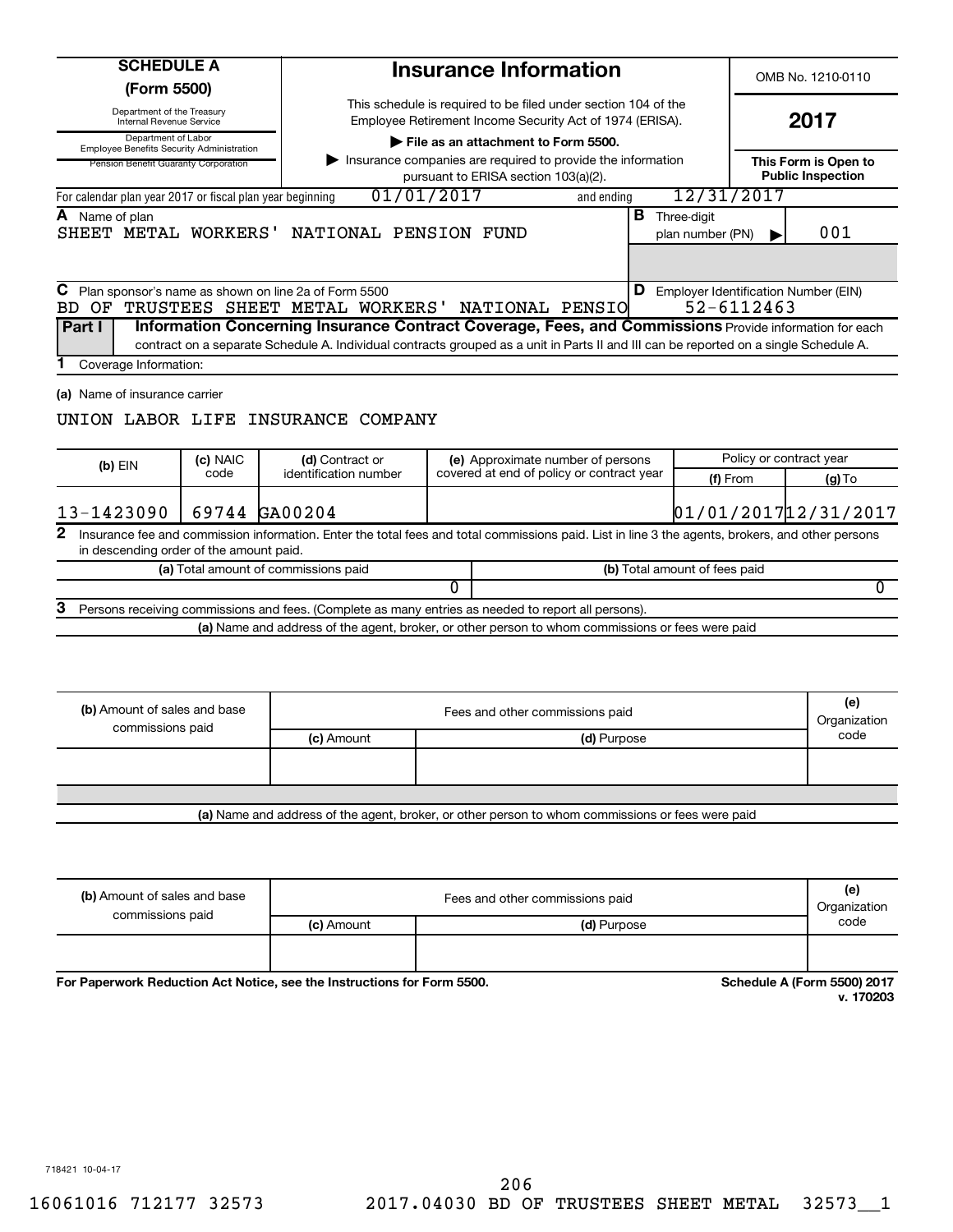**SCHEDULE A (Form 5500)**

Department of the Treasury
Internal Revenue Service

Department of Labor
Employee Benefits Security Administration

Pension Benefit Guaranty Corporation

# Insurance Information

This schedule is required to be filed under section 104 of the Employee Retirement Income Security Act of 1974 (ERISA).

▶ **File as an attachment to Form 5500.**

▶ Insurance companies are required to provide the information pursuant to ERISA section 103(a)(2).

OMB No. 1210-0110

**2017**

**This Form is Open to Public Inspection**

For calendar plan year 2017 or fiscal plan year beginning 01/01/2017 and ending 12/31/2017

**A** Name of plan
SHEET METAL WORKERS' NATIONAL PENSION FUND

**B** Three-digit plan number (PN) ▶ 001

**C** Plan sponsor's name as shown on line 2a of Form 5500
BD OF TRUSTEES SHEET METAL WORKERS' NATIONAL PENSIO

**D** Employer Identification Number (EIN)
52-6112463

**Part I** **Information Concerning Insurance Contract Coverage, Fees, and Commissions** Provide information for each contract on a separate Schedule A. Individual contracts grouped as a unit in Parts II and III can be reported on a single Schedule A.

**1** Coverage Information:

**(a)** Name of insurance carrier

UNION LABOR LIFE INSURANCE COMPANY

| **(b)** EIN | **(c)** NAIC code | **(d)** Contract or identification number | **(e)** Approximate number of persons covered at end of policy or contract year | Policy or contract year **(f)** From | **(g)** To |
|---|---|---|---|---|---|
| 13-1423090 | 69744 | GA00204 | | 01/01/2017 | 12/31/2017 |

**2** Insurance fee and commission information. Enter the total fees and total commissions paid. List in line 3 the agents, brokers, and other persons in descending order of the amount paid.

| **(a)** Total amount of commissions paid | **(b)** Total amount of fees paid |
|---|---|
| 0 | 0 |

**3** Persons receiving commissions and fees. (Complete as many entries as needed to report all persons).

**(a)** Name and address of the agent, broker, or other person to whom commissions or fees were paid

| **(b)** Amount of sales and base commissions paid | Fees and other commissions paid **(c)** Amount | **(d)** Purpose | **(e)** Organization code |
|---|---|---|---|
| | | | |

**(a)** Name and address of the agent, broker, or other person to whom commissions or fees were paid

| **(b)** Amount of sales and base commissions paid | Fees and other commissions paid **(c)** Amount | **(d)** Purpose | **(e)** Organization code |
|---|---|---|---|
| | | | |

**For Paperwork Reduction Act Notice, see the Instructions for Form 5500.** **Schedule A (Form 5500) 2017**
**v. 170203**

718421 10-04-17

16061016 712177 32573 2017.04030 BD OF TRUSTEES SHEET METAL 32573__1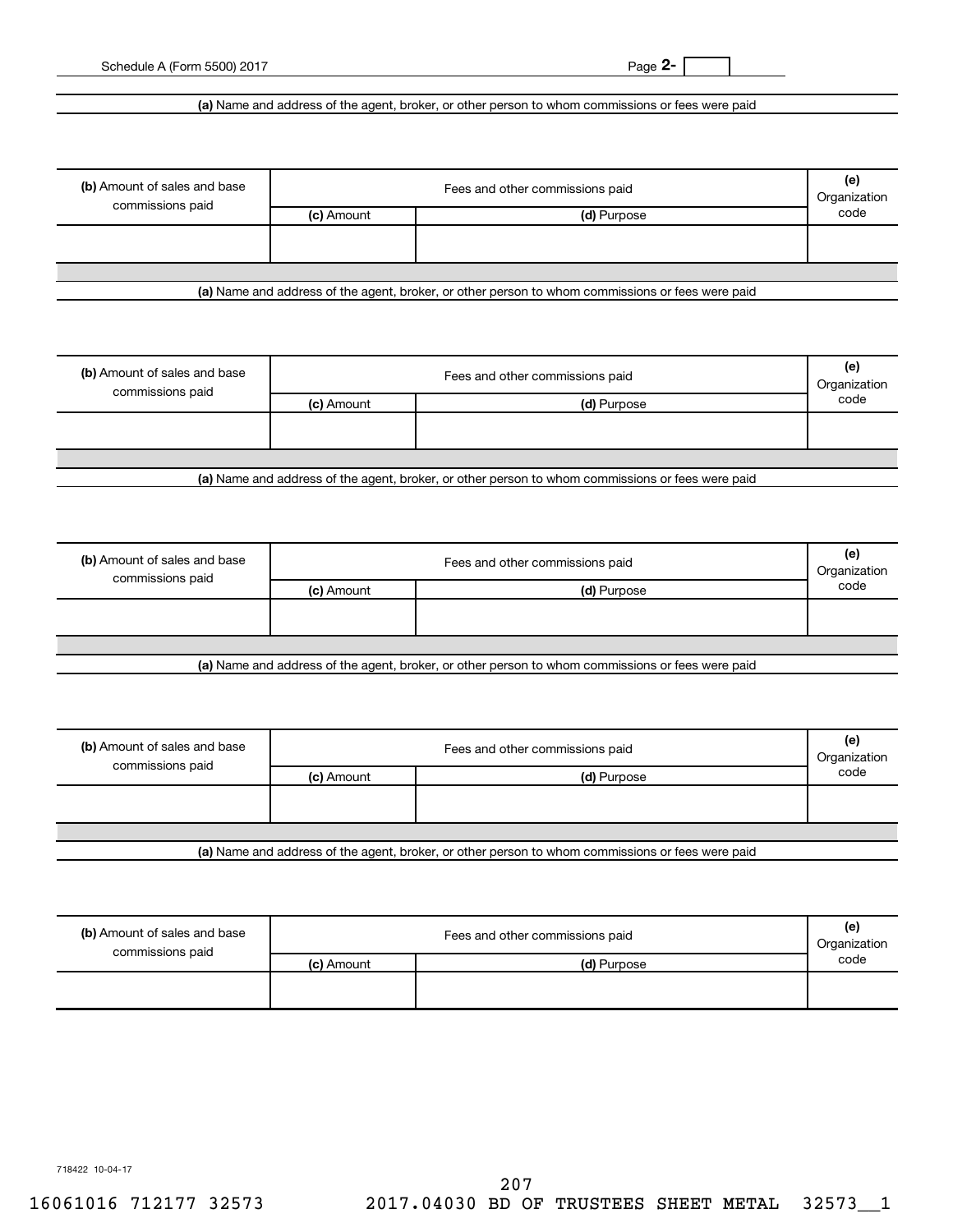Schedule A (Form 5500) 2017 Page 2-

**(a)** Name and address of the agent, broker, or other person to whom commissions or fees were paid

| **(b)** Amount of sales and base commissions paid | Fees and other commissions paid | | **(e)** Organization code |
|---|---|---|---|
| | **(c)** Amount | **(d)** Purpose | |
| | | | |

**(a)** Name and address of the agent, broker, or other person to whom commissions or fees were paid

| **(b)** Amount of sales and base commissions paid | Fees and other commissions paid | | **(e)** Organization code |
|---|---|---|---|
| | **(c)** Amount | **(d)** Purpose | |
| | | | |

**(a)** Name and address of the agent, broker, or other person to whom commissions or fees were paid

| **(b)** Amount of sales and base commissions paid | Fees and other commissions paid | | **(e)** Organization code |
|---|---|---|---|
| | **(c)** Amount | **(d)** Purpose | |
| | | | |

**(a)** Name and address of the agent, broker, or other person to whom commissions or fees were paid

| **(b)** Amount of sales and base commissions paid | Fees and other commissions paid | | **(e)** Organization code |
|---|---|---|---|
| | **(c)** Amount | **(d)** Purpose | |
| | | | |

**(a)** Name and address of the agent, broker, or other person to whom commissions or fees were paid

| **(b)** Amount of sales and base commissions paid | Fees and other commissions paid | | **(e)** Organization code |
|---|---|---|---|
| | **(c)** Amount | **(d)** Purpose | |
| | | | |

718422 10-04-17

16061016 712177 32573 2017.04030 BD OF TRUSTEES SHEET METAL 32573__1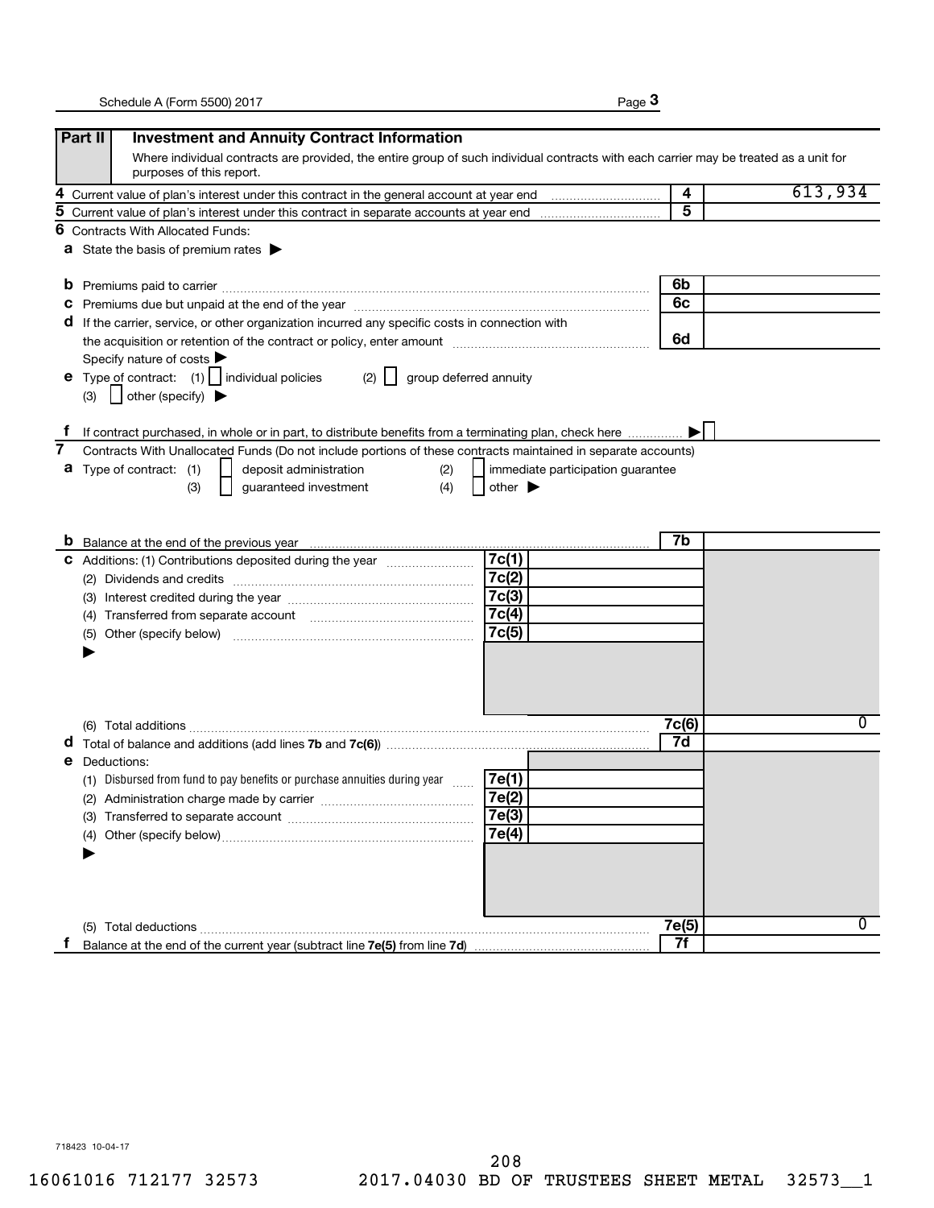## Part II Investment and Annuity Contract Information

Where individual contracts are provided, the entire group of such individual contracts with each carrier may be treated as a unit for purposes of this report.

| | | Line | Amount |
|---|---|---|---|
| **4** | Current value of plan's interest under this contract in the general account at year end | 4 | 613,934 |
| **5** | Current value of plan's interest under this contract in separate accounts at year end | 5 | |

**6** Contracts With Allocated Funds:

**a** State the basis of premium rates ▶

| | | Line | Amount |
|---|---|---|---|
| **b** | Premiums paid to carrier | 6b | |
| **c** | Premiums due but unpaid at the end of the year | 6c | |
| **d** | If the carrier, service, or other organization incurred any specific costs in connection with the acquisition or retention of the contract or policy, enter amount | 6d | |

Specify nature of costs ▶

**e** Type of contract: (1) ☐ individual policies (2) ☐ group deferred annuity

(3) ☐ other (specify) ▶

**f** If contract purchased, in whole or in part, to distribute benefits from a terminating plan, check here ▶ ☐

**7** Contracts With Unallocated Funds (Do not include portions of these contracts maintained in separate accounts)

**a** Type of contract: (1) ☐ deposit administration (2) ☐ immediate participation guarantee

(3) ☐ guaranteed investment (4) ☐ other ▶

| | | Line | Amount | Line | Amount |
|---|---|---|---|---|---|
| **b** | Balance at the end of the previous year | | | 7b | |
| **c** | Additions: (1) Contributions deposited during the year | 7c(1) | | | |
| | (2) Dividends and credits | 7c(2) | | | |
| | (3) Interest credited during the year | 7c(3) | | | |
| | (4) Transferred from separate account | 7c(4) | | | |
| | (5) Other (specify below) ▶ | 7c(5) | | | |
| | (6) Total additions | | | 7c(6) | 0 |
| **d** | Total of balance and additions (add lines **7b** and **7c(6)**) | | | 7d | |
| **e** | Deductions: | | | | |
| | (1) Disbursed from fund to pay benefits or purchase annuities during year | 7e(1) | | | |
| | (2) Administration charge made by carrier | 7e(2) | | | |
| | (3) Transferred to separate account | 7e(3) | | | |
| | (4) Other (specify below) ▶ | 7e(4) | | | |
| | (5) Total deductions | | | 7e(5) | 0 |
| **f** | Balance at the end of the current year (subtract line **7e(5)** from line **7d**) | | | 7f | |

718423 10-04-17

16061016 712177 32573 2017.04030 BD OF TRUSTEES SHEET METAL 32573__1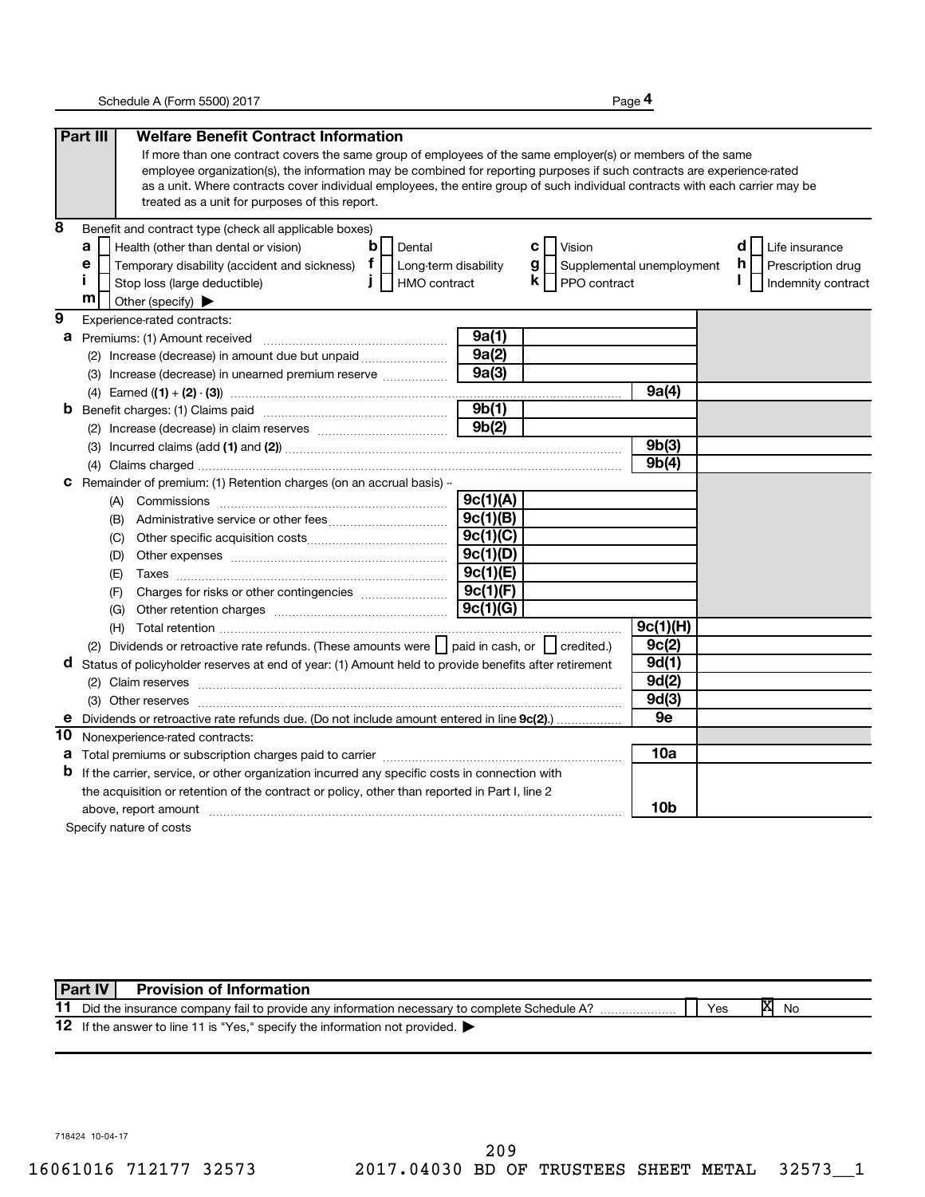## Part III Welfare Benefit Contract Information

If more than one contract covers the same group of employees of the same employer(s) or members of the same employee organization(s), the information may be combined for reporting purposes if such contracts are experience-rated as a unit. Where contracts cover individual employees, the entire group of such individual contracts with each carrier may be treated as a unit for purposes of this report.

**8** Benefit and contract type (check all applicable boxes)

- **a** [ ] Health (other than dental or vision)
- **b** [ ] Dental
- **c** [ ] Vision
- **d** [ ] Life insurance
- **e** [ ] Temporary disability (accident and sickness)
- **f** [ ] Long-term disability
- **g** [ ] Supplemental unemployment
- **h** [ ] Prescription drug
- **i** [ ] Stop loss (large deductible)
- **j** [ ] HMO contract
- **k** [ ] PPO contract
- **l** [ ] Indemnity contract
- **m** [ ] Other (specify) ▶

**9** Experience-rated contracts:

| Line | Description | Line | Amount | Line | Amount |
|---|---|---|---|---|---|
| **a** | Premiums: (1) Amount received | 9a(1) | | | |
| | (2) Increase (decrease) in amount due but unpaid | 9a(2) | | | |
| | (3) Increase (decrease) in unearned premium reserve | 9a(3) | | | |
| | (4) Earned ((1) + (2) - (3)) | | | 9a(4) | |
| **b** | Benefit charges: (1) Claims paid | 9b(1) | | | |
| | (2) Increase (decrease) in claim reserves | 9b(2) | | | |
| | (3) Incurred claims (add (1) and (2)) | | | 9b(3) | |
| | (4) Claims charged | | | 9b(4) | |
| **c** | Remainder of premium: (1) Retention charges (on an accrual basis) -- | | | | |
| | (A) Commissions | 9c(1)(A) | | | |
| | (B) Administrative service or other fees | 9c(1)(B) | | | |
| | (C) Other specific acquisition costs | 9c(1)(C) | | | |
| | (D) Other expenses | 9c(1)(D) | | | |
| | (E) Taxes | 9c(1)(E) | | | |
| | (F) Charges for risks or other contingencies | 9c(1)(F) | | | |
| | (G) Other retention charges | 9c(1)(G) | | | |
| | (H) Total retention | | | 9c(1)(H) | |
| | (2) Dividends or retroactive rate refunds. (These amounts were [ ] paid in cash, or [ ] credited.) | | | 9c(2) | |
| **d** | Status of policyholder reserves at end of year: (1) Amount held to provide benefits after retirement | | | 9d(1) | |
| | (2) Claim reserves | | | 9d(2) | |
| | (3) Other reserves | | | 9d(3) | |
| **e** | Dividends or retroactive rate refunds due. (Do not include amount entered in line 9c(2).) | | | 9e | |

**10** Nonexperience-rated contracts:

| Line | Description | Line | Amount |
|---|---|---|---|
| **a** | Total premiums or subscription charges paid to carrier | 10a | |
| **b** | If the carrier, service, or other organization incurred any specific costs in connection with the acquisition or retention of the contract or policy, other than reported in Part I, line 2 above, report amount | 10b | |

Specify nature of costs

## Part IV Provision of Information

**11** Did the insurance company fail to provide any information necessary to complete Schedule A? [ ] Yes [X] No

**12** If the answer to line 11 is "Yes," specify the information not provided. ▶

718424 10-04-17

16061016 712177 32573 2017.04030 BD OF TRUSTEES SHEET METAL 32573__1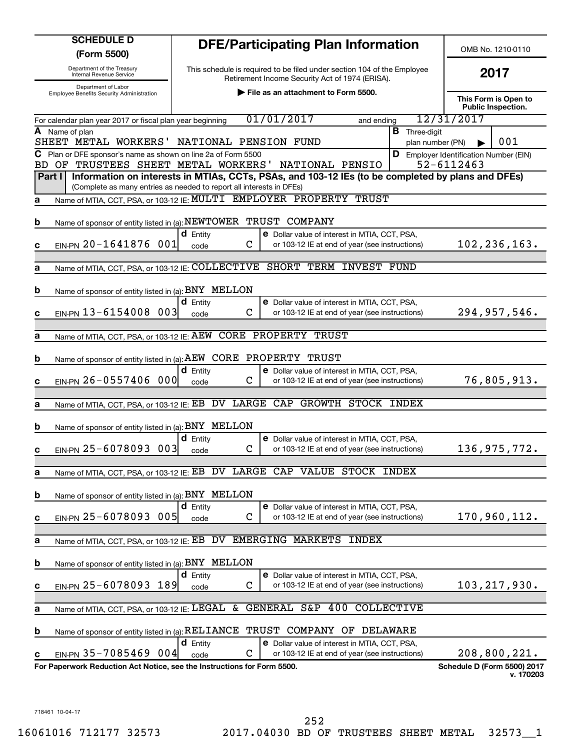# SCHEDULE D (Form 5500)

Department of the Treasury
Internal Revenue Service

Department of Labor
Employee Benefits Security Administration

## DFE/Participating Plan Information

This schedule is required to be filed under section 104 of the Employee Retirement Income Security Act of 1974 (ERISA).

▶ File as an attachment to Form 5500.

OMB No. 1210-0110

**2017**

**This Form is Open to Public Inspection.**

For calendar plan year 2017 or fiscal plan year beginning 01/01/2017 and ending 12/31/2017

**A** Name of plan: SHEET METAL WORKERS' NATIONAL PENSION FUND

**B** Three-digit plan number (PN) ▶ 001

**C** Plan or DFE sponsor's name as shown on line 2a of Form 5500: BD OF TRUSTEES SHEET METAL WORKERS' NATIONAL PENSIO

**D** Employer Identification Number (EIN): 52-6112463

**Part I — Information on interests in MTIAs, CCTs, PSAs, and 103-12 IEs (to be completed by plans and DFEs)**
(Complete as many entries as needed to report all interests in DFEs)

**a** Name of MTIA, CCT, PSA, or 103-12 IE: MULTI EMPLOYER PROPERTY TRUST
**b** Name of sponsor of entity listed in (a): NEWTOWER TRUST COMPANY
**c** EIN-PN 20-1641876 001 | **d** Entity code C | **e** Dollar value of interest in MTIA, CCT, PSA, or 103-12 IE at end of year (see instructions): 102,236,163.

**a** Name of MTIA, CCT, PSA, or 103-12 IE: COLLECTIVE SHORT TERM INVEST FUND
**b** Name of sponsor of entity listed in (a): BNY MELLON
**c** EIN-PN 13-6154008 003 | **d** Entity code C | **e** Dollar value of interest in MTIA, CCT, PSA, or 103-12 IE at end of year (see instructions): 294,957,546.

**a** Name of MTIA, CCT, PSA, or 103-12 IE: AEW CORE PROPERTY TRUST
**b** Name of sponsor of entity listed in (a): AEW CORE PROPERTY TRUST
**c** EIN-PN 26-0557406 000 | **d** Entity code C | **e** Dollar value of interest in MTIA, CCT, PSA, or 103-12 IE at end of year (see instructions): 76,805,913.

**a** Name of MTIA, CCT, PSA, or 103-12 IE: EB DV LARGE CAP GROWTH STOCK INDEX
**b** Name of sponsor of entity listed in (a): BNY MELLON
**c** EIN-PN 25-6078093 003 | **d** Entity code C | **e** Dollar value of interest in MTIA, CCT, PSA, or 103-12 IE at end of year (see instructions): 136,975,772.

**a** Name of MTIA, CCT, PSA, or 103-12 IE: EB DV LARGE CAP VALUE STOCK INDEX
**b** Name of sponsor of entity listed in (a): BNY MELLON
**c** EIN-PN 25-6078093 005 | **d** Entity code C | **e** Dollar value of interest in MTIA, CCT, PSA, or 103-12 IE at end of year (see instructions): 170,960,112.

**a** Name of MTIA, CCT, PSA, or 103-12 IE: EB DV EMERGING MARKETS INDEX
**b** Name of sponsor of entity listed in (a): BNY MELLON
**c** EIN-PN 25-6078093 189 | **d** Entity code C | **e** Dollar value of interest in MTIA, CCT, PSA, or 103-12 IE at end of year (see instructions): 103,217,930.

**a** Name of MTIA, CCT, PSA, or 103-12 IE: LEGAL & GENERAL S&P 400 COLLECTIVE
**b** Name of sponsor of entity listed in (a): RELIANCE TRUST COMPANY OF DELAWARE
**c** EIN-PN 35-7085469 004 | **d** Entity code C | **e** Dollar value of interest in MTIA, CCT, PSA, or 103-12 IE at end of year (see instructions): 208,800,221.

**For Paperwork Reduction Act Notice, see the Instructions for Form 5500.**

**Schedule D (Form 5500) 2017**
v. 170203

718461 10-04-17

16061016 712177 32573 2017.04030 BD OF TRUSTEES SHEET METAL 32573__1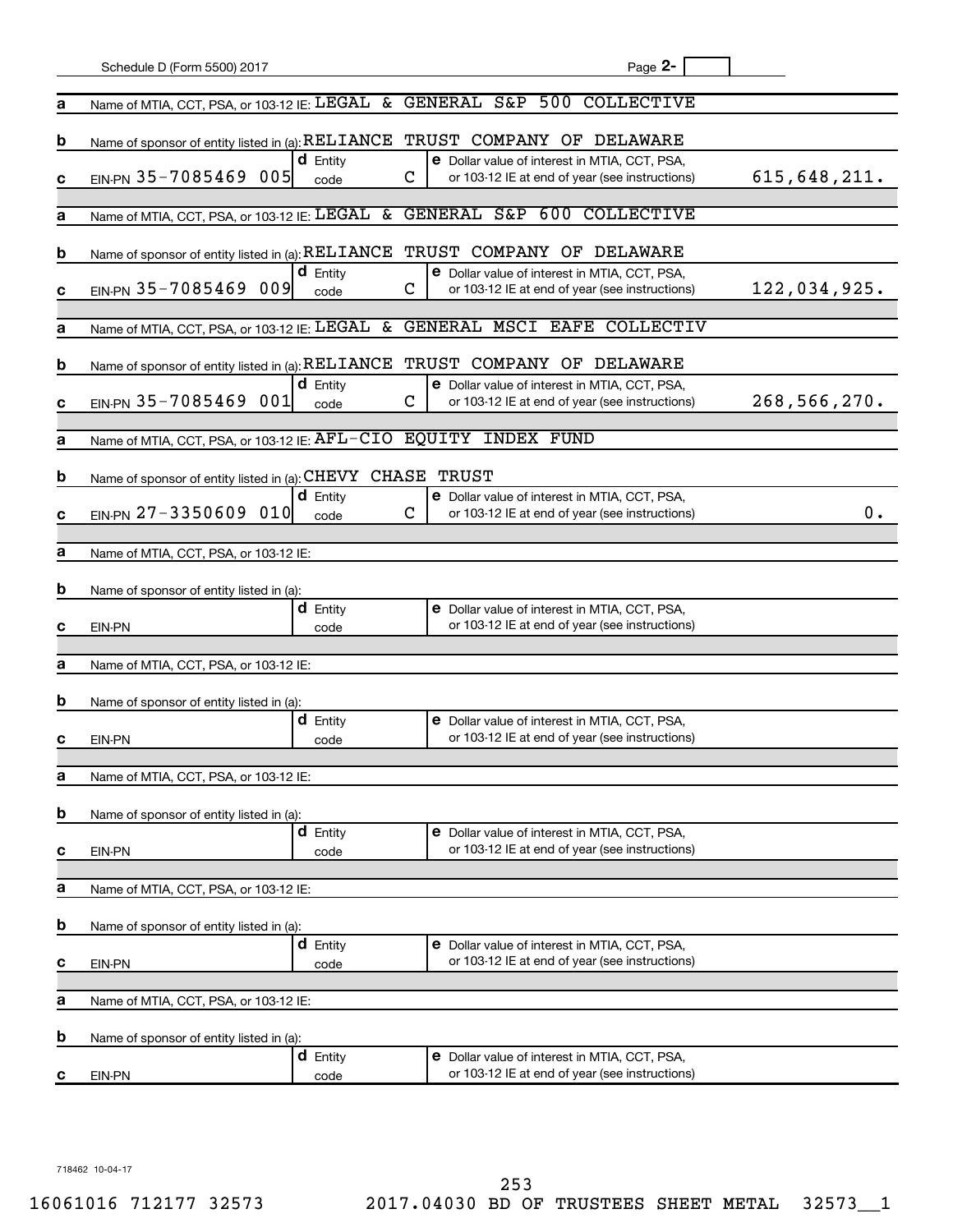Schedule D (Form 5500) 2017 Page **2-**

**a** Name of MTIA, CCT, PSA, or 103-12 IE: LEGAL & GENERAL S&P 500 COLLECTIVE

**b** Name of sponsor of entity listed in (a): RELIANCE TRUST COMPANY OF DELAWARE

**c** EIN-PN 35-7085469 005 | **d** Entity code C | **e** Dollar value of interest in MTIA, CCT, PSA, or 103-12 IE at end of year (see instructions) 615,648,211.

**a** Name of MTIA, CCT, PSA, or 103-12 IE: LEGAL & GENERAL S&P 600 COLLECTIVE

**b** Name of sponsor of entity listed in (a): RELIANCE TRUST COMPANY OF DELAWARE

**c** EIN-PN 35-7085469 009 | **d** Entity code C | **e** Dollar value of interest in MTIA, CCT, PSA, or 103-12 IE at end of year (see instructions) 122,034,925.

**a** Name of MTIA, CCT, PSA, or 103-12 IE: LEGAL & GENERAL MSCI EAFE COLLECTIV

**b** Name of sponsor of entity listed in (a): RELIANCE TRUST COMPANY OF DELAWARE

**c** EIN-PN 35-7085469 001 | **d** Entity code C | **e** Dollar value of interest in MTIA, CCT, PSA, or 103-12 IE at end of year (see instructions) 268,566,270.

**a** Name of MTIA, CCT, PSA, or 103-12 IE: AFL-CIO EQUITY INDEX FUND

**b** Name of sponsor of entity listed in (a): CHEVY CHASE TRUST

**c** EIN-PN 27-3350609 010 | **d** Entity code C | **e** Dollar value of interest in MTIA, CCT, PSA, or 103-12 IE at end of year (see instructions) 0.

**a** Name of MTIA, CCT, PSA, or 103-12 IE:

**b** Name of sponsor of entity listed in (a):

**c** EIN-PN | **d** Entity code | **e** Dollar value of interest in MTIA, CCT, PSA, or 103-12 IE at end of year (see instructions)

**a** Name of MTIA, CCT, PSA, or 103-12 IE:

**b** Name of sponsor of entity listed in (a):

**c** EIN-PN | **d** Entity code | **e** Dollar value of interest in MTIA, CCT, PSA, or 103-12 IE at end of year (see instructions)

**a** Name of MTIA, CCT, PSA, or 103-12 IE:

**b** Name of sponsor of entity listed in (a):

**c** EIN-PN | **d** Entity code | **e** Dollar value of interest in MTIA, CCT, PSA, or 103-12 IE at end of year (see instructions)

**a** Name of MTIA, CCT, PSA, or 103-12 IE:

**b** Name of sponsor of entity listed in (a):

**c** EIN-PN | **d** Entity code | **e** Dollar value of interest in MTIA, CCT, PSA, or 103-12 IE at end of year (see instructions)

**a** Name of MTIA, CCT, PSA, or 103-12 IE:

**b** Name of sponsor of entity listed in (a):

**c** EIN-PN | **d** Entity code | **e** Dollar value of interest in MTIA, CCT, PSA, or 103-12 IE at end of year (see instructions)

718462 10-04-17

16061016 712177 32573 2017.04030 BD OF TRUSTEES SHEET METAL 32573__1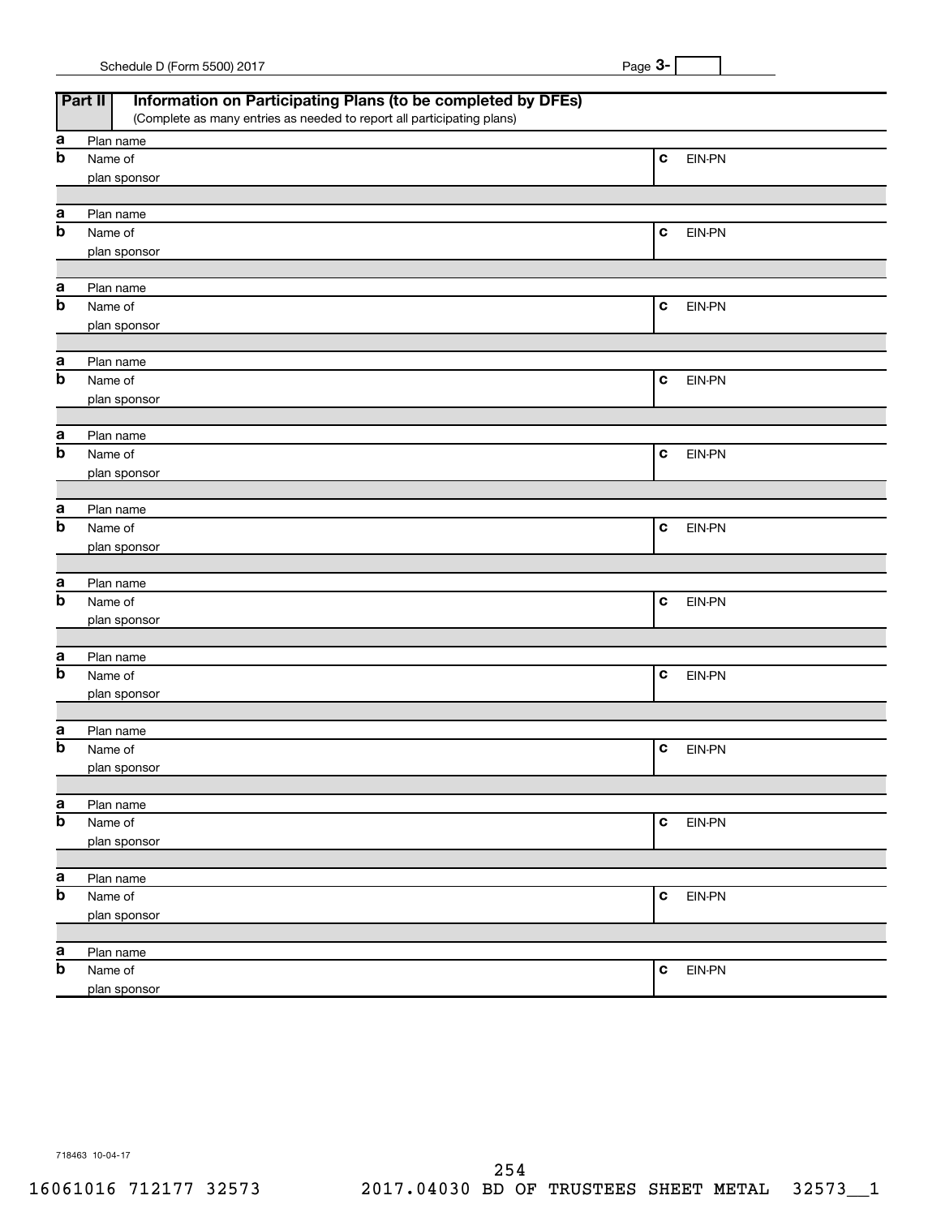## Part II Information on Participating Plans (to be completed by DFEs)

(Complete as many entries as needed to report all participating plans)

| | | | |
|---|---|---|---|
| **a** | Plan name | | |
| **b** | Name of plan sponsor | **c** | EIN-PN |
| **a** | Plan name | | |
| **b** | Name of plan sponsor | **c** | EIN-PN |
| **a** | Plan name | | |
| **b** | Name of plan sponsor | **c** | EIN-PN |
| **a** | Plan name | | |
| **b** | Name of plan sponsor | **c** | EIN-PN |
| **a** | Plan name | | |
| **b** | Name of plan sponsor | **c** | EIN-PN |
| **a** | Plan name | | |
| **b** | Name of plan sponsor | **c** | EIN-PN |
| **a** | Plan name | | |
| **b** | Name of plan sponsor | **c** | EIN-PN |
| **a** | Plan name | | |
| **b** | Name of plan sponsor | **c** | EIN-PN |
| **a** | Plan name | | |
| **b** | Name of plan sponsor | **c** | EIN-PN |
| **a** | Plan name | | |
| **b** | Name of plan sponsor | **c** | EIN-PN |
| **a** | Plan name | | |
| **b** | Name of plan sponsor | **c** | EIN-PN |
| **a** | Plan name | | |
| **b** | Name of plan sponsor | **c** | EIN-PN |

718463 10-04-17

16061016 712177 32573 2017.04030 BD OF TRUSTEES SHEET METAL 32573__1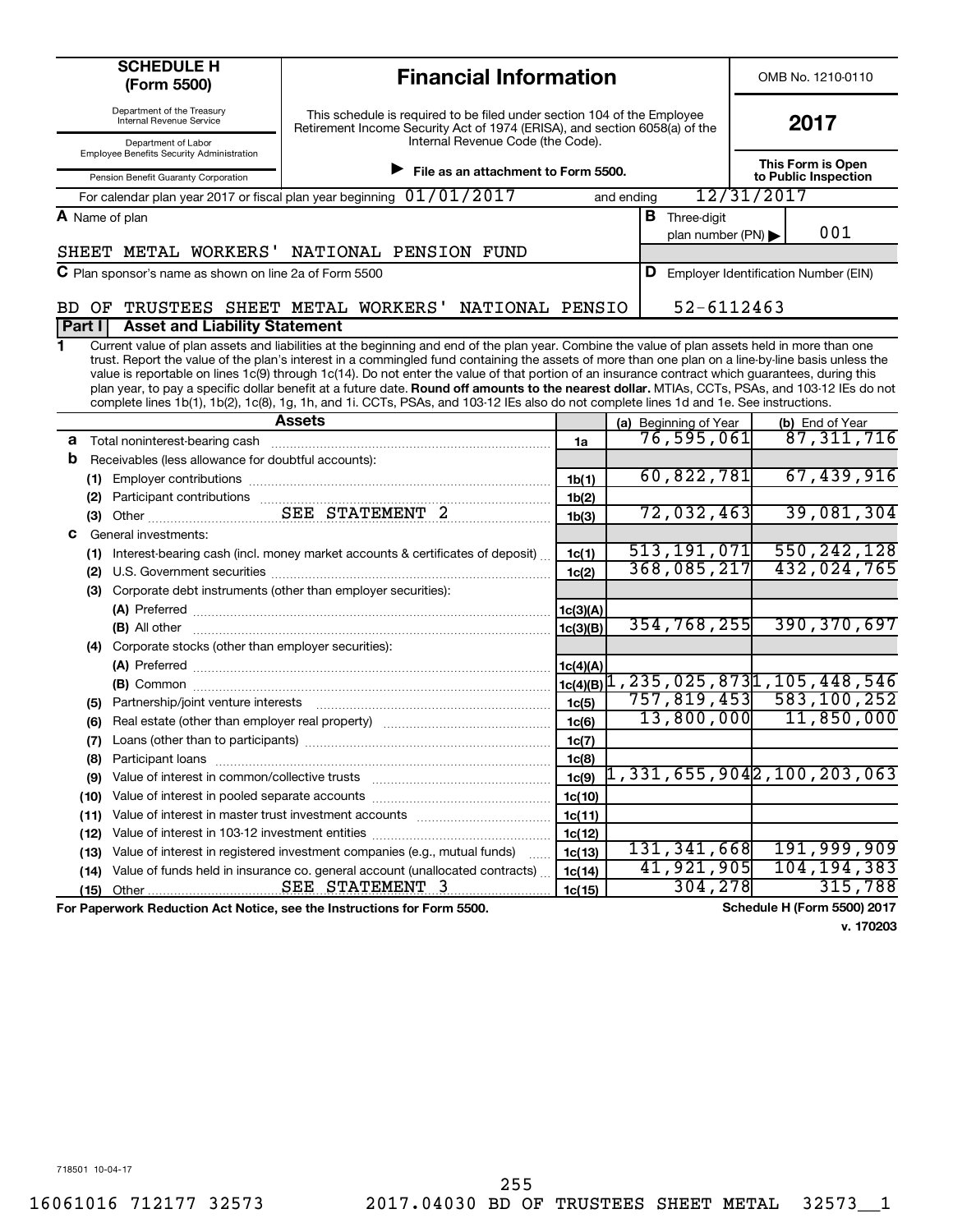**SCHEDULE H (Form 5500)**

Department of the Treasury
Internal Revenue Service

Department of Labor
Employee Benefits Security Administration

Pension Benefit Guaranty Corporation

# Financial Information

This schedule is required to be filed under section 104 of the Employee Retirement Income Security Act of 1974 (ERISA), and section 6058(a) of the Internal Revenue Code (the Code).

▶ File as an attachment to Form 5500.

OMB No. 1210-0110

**2017**

**This Form is Open to Public Inspection**

For calendar plan year 2017 or fiscal plan year beginning 01/01/2017 and ending 12/31/2017

**A** Name of plan
SHEET METAL WORKERS' NATIONAL PENSION FUND

**B** Three-digit plan number (PN) ▶ 001

**C** Plan sponsor's name as shown on line 2a of Form 5500
BD OF TRUSTEES SHEET METAL WORKERS' NATIONAL PENSIO

**D** Employer Identification Number (EIN)
52-6112463

## Part I Asset and Liability Statement

**1** Current value of plan assets and liabilities at the beginning and end of the plan year. Combine the value of plan assets held in more than one trust. Report the value of the plan's interest in a commingled fund containing the assets of more than one plan on a line-by-line basis unless the value is reportable on lines 1c(9) through 1c(14). Do not enter the value of that portion of an insurance contract which guarantees, during this plan year, to pay a specific dollar benefit at a future date. **Round off amounts to the nearest dollar.** MTIAs, CCTs, PSAs, and 103-12 IEs do not complete lines 1b(1), 1b(2), 1c(8), 1g, 1h, and 1i. CCTs, PSAs, and 103-12 IEs also do not complete lines 1d and 1e. See instructions.

| Assets | | (a) Beginning of Year | (b) End of Year |
|---|---|---|---|
| **a** Total noninterest-bearing cash | 1a | 76,595,061 | 87,311,716 |
| **b** Receivables (less allowance for doubtful accounts): | | | |
| (1) Employer contributions | 1b(1) | 60,822,781 | 67,439,916 |
| (2) Participant contributions | 1b(2) | | |
| (3) Other SEE STATEMENT 2 | 1b(3) | 72,032,463 | 39,081,304 |
| **c** General investments: | | | |
| (1) Interest-bearing cash (incl. money market accounts & certificates of deposit) | 1c(1) | 513,191,071 | 550,242,128 |
| (2) U.S. Government securities | 1c(2) | 368,085,217 | 432,024,765 |
| (3) Corporate debt instruments (other than employer securities): | | | |
| (A) Preferred | 1c(3)(A) | | |
| (B) All other | 1c(3)(B) | 354,768,255 | 390,370,697 |
| (4) Corporate stocks (other than employer securities): | | | |
| (A) Preferred | 1c(4)(A) | | |
| (B) Common | 1c(4)(B) | 1,235,025,873 | 1,105,448,546 |
| (5) Partnership/joint venture interests | 1c(5) | 757,819,453 | 583,100,252 |
| (6) Real estate (other than employer real property) | 1c(6) | 13,800,000 | 11,850,000 |
| (7) Loans (other than to participants) | 1c(7) | | |
| (8) Participant loans | 1c(8) | | |
| (9) Value of interest in common/collective trusts | 1c(9) | 1,331,655,904 | 2,100,203,063 |
| (10) Value of interest in pooled separate accounts | 1c(10) | | |
| (11) Value of interest in master trust investment accounts | 1c(11) | | |
| (12) Value of interest in 103-12 investment entities | 1c(12) | | |
| (13) Value of interest in registered investment companies (e.g., mutual funds) | 1c(13) | 131,341,668 | 191,999,909 |
| (14) Value of funds held in insurance co. general account (unallocated contracts) | 1c(14) | 41,921,905 | 104,194,383 |
| (15) Other SEE STATEMENT 3 | 1c(15) | 304,278 | 315,788 |

**For Paperwork Reduction Act Notice, see the Instructions for Form 5500.**

**Schedule H (Form 5500) 2017**
**v. 170203**

718501 10-04-17

16061016 712177 32573 2017.04030 BD OF TRUSTEES SHEET METAL 32573__1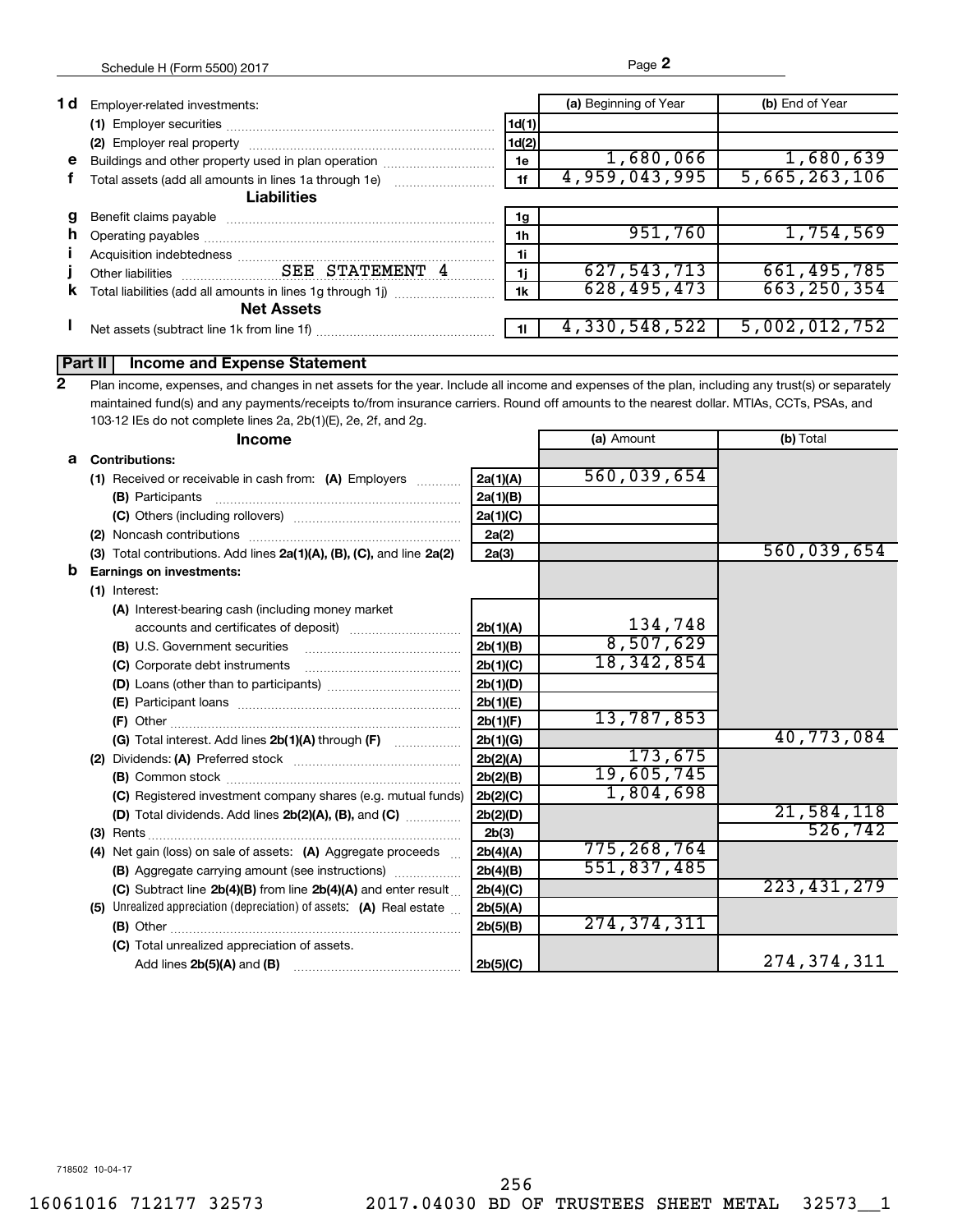| | | | (a) Beginning of Year | (b) End of Year |
|---|---|---|---|---|
| **1 d** | Employer-related investments: | | | |
| | **(1)** Employer securities | 1d(1) | | |
| | **(2)** Employer real property | 1d(2) | | |
| **e** | Buildings and other property used in plan operation | 1e | 1,680,066 | 1,680,639 |
| **f** | Total assets (add all amounts in lines 1a through 1e) | 1f | 4,959,043,995 | 5,665,263,106 |
| | **Liabilities** | | | |
| **g** | Benefit claims payable | 1g | | |
| **h** | Operating payables | 1h | 951,760 | 1,754,569 |
| **i** | Acquisition indebtedness | 1i | | |
| **j** | Other liabilities SEE STATEMENT 4 | 1j | 627,543,713 | 661,495,785 |
| **k** | Total liabilities (add all amounts in lines 1g through 1j) | 1k | 628,495,473 | 663,250,354 |
| | **Net Assets** | | | |
| **l** | Net assets (subtract line 1k from line 1f) | 1l | 4,330,548,522 | 5,002,012,752 |

## Part II Income and Expense Statement

**2** Plan income, expenses, and changes in net assets for the year. Include all income and expenses of the plan, including any trust(s) or separately maintained fund(s) and any payments/receipts to/from insurance carriers. Round off amounts to the nearest dollar. MTIAs, CCTs, PSAs, and 103-12 IEs do not complete lines 2a, 2b(1)(E), 2e, 2f, and 2g.

| | Income | | (a) Amount | (b) Total |
|---|---|---|---|---|
| **a** | **Contributions:** | | | |
| | **(1)** Received or receivable in cash from: **(A)** Employers | 2a(1)(A) | 560,039,654 | |
| | **(B)** Participants | 2a(1)(B) | | |
| | **(C)** Others (including rollovers) | 2a(1)(C) | | |
| | **(2)** Noncash contributions | 2a(2) | | |
| | **(3)** Total contributions. Add lines **2a(1)(A), (B), (C),** and line **2a(2)** | 2a(3) | | 560,039,654 |
| **b** | **Earnings on investments:** | | | |
| | **(1)** Interest: | | | |
| | **(A)** Interest-bearing cash (including money market accounts and certificates of deposit) | 2b(1)(A) | 134,748 | |
| | **(B)** U.S. Government securities | 2b(1)(B) | 8,507,629 | |
| | **(C)** Corporate debt instruments | 2b(1)(C) | 18,342,854 | |
| | **(D)** Loans (other than to participants) | 2b(1)(D) | | |
| | **(E)** Participant loans | 2b(1)(E) | | |
| | **(F)** Other | 2b(1)(F) | 13,787,853 | |
| | **(G)** Total interest. Add lines **2b(1)(A)** through **(F)** | 2b(1)(G) | | 40,773,084 |
| | **(2)** Dividends: **(A)** Preferred stock | 2b(2)(A) | 173,675 | |
| | **(B)** Common stock | 2b(2)(B) | 19,605,745 | |
| | **(C)** Registered investment company shares (e.g. mutual funds) | 2b(2)(C) | 1,804,698 | |
| | **(D)** Total dividends. Add lines **2b(2)(A), (B),** and **(C)** | 2b(2)(D) | | 21,584,118 |
| | **(3)** Rents | 2b(3) | | 526,742 |
| | **(4)** Net gain (loss) on sale of assets: **(A)** Aggregate proceeds | 2b(4)(A) | 775,268,764 | |
| | **(B)** Aggregate carrying amount (see instructions) | 2b(4)(B) | 551,837,485 | |
| | **(C)** Subtract line **2b(4)(B)** from line **2b(4)(A)** and enter result | 2b(4)(C) | | 223,431,279 |
| | **(5)** Unrealized appreciation (depreciation) of assets: **(A)** Real estate | 2b(5)(A) | | |
| | **(B)** Other | 2b(5)(B) | 274,374,311 | |
| | **(C)** Total unrealized appreciation of assets. Add lines **2b(5)(A)** and **(B)** | 2b(5)(C) | | 274,374,311 |

718502 10-04-17

16061016 712177 32573 2017.04030 BD OF TRUSTEES SHEET METAL 32573__1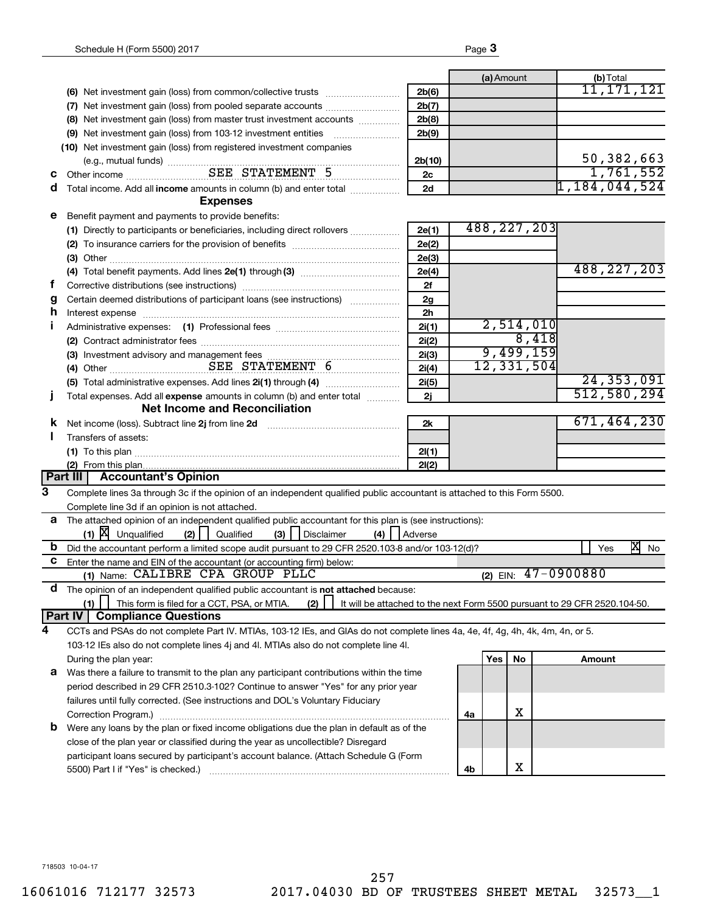| | | | (a) Amount | (b) Total |
|---|---|---|---|---|
| | (6) Net investment gain (loss) from common/collective trusts | 2b(6) | | 11,171,121 |
| | (7) Net investment gain (loss) from pooled separate accounts | 2b(7) | | |
| | (8) Net investment gain (loss) from master trust investment accounts | 2b(8) | | |
| | (9) Net investment gain (loss) from 103-12 investment entities | 2b(9) | | |
| | (10) Net investment gain (loss) from registered investment companies (e.g., mutual funds) | 2b(10) | | 50,382,663 |
| c | Other income SEE STATEMENT 5 | 2c | | 1,761,552 |
| d | Total income. Add all **income** amounts in column (b) and enter total | 2d | | 1,184,044,524 |

**Expenses**

| | | | (a) Amount | (b) Total |
|---|---|---|---|---|
| e | Benefit payment and payments to provide benefits: | | | |
| | (1) Directly to participants or beneficiaries, including direct rollovers | 2e(1) | 488,227,203 | |
| | (2) To insurance carriers for the provision of benefits | 2e(2) | | |
| | (3) Other | 2e(3) | | |
| | (4) Total benefit payments. Add lines 2e(1) through (3) | 2e(4) | | 488,227,203 |
| f | Corrective distributions (see instructions) | 2f | | |
| g | Certain deemed distributions of participant loans (see instructions) | 2g | | |
| h | Interest expense | 2h | | |
| i | Administrative expenses: (1) Professional fees | 2i(1) | 2,514,010 | |
| | (2) Contract administrator fees | 2i(2) | 8,418 | |
| | (3) Investment advisory and management fees | 2i(3) | 9,499,159 | |
| | (4) Other SEE STATEMENT 6 | 2i(4) | 12,331,504 | |
| | (5) Total administrative expenses. Add lines 2i(1) through (4) | 2i(5) | | 24,353,091 |
| j | Total expenses. Add all **expense** amounts in column (b) and enter total | 2j | | 512,580,294 |

**Net Income and Reconciliation**

| | | | (a) Amount | (b) Total |
|---|---|---|---|---|
| k | Net income (loss). Subtract line 2j from line 2d | 2k | | 671,464,230 |
| l | Transfers of assets: | | | |
| | (1) To this plan | 2l(1) | | |
| | (2) From this plan | 2l(2) | | |

## Part III Accountant's Opinion

**3** Complete lines 3a through 3c if the opinion of an independent qualified public accountant is attached to this Form 5500. Complete line 3d if an opinion is not attached.

**a** The attached opinion of an independent qualified public accountant for this plan is (see instructions):
(1) [X] Unqualified (2) [ ] Qualified (3) [ ] Disclaimer (4) [ ] Adverse

**b** Did the accountant perform a limited scope audit pursuant to 29 CFR 2520.103-8 and/or 103-12(d)? [ ] Yes [X] No

**c** Enter the name and EIN of the accountant (or accounting firm) below:
(1) Name: CALIBRE CPA GROUP PLLC (2) EIN: 47-0900880

**d** The opinion of an independent qualified public accountant is **not attached** because:
(1) [ ] This form is filed for a CCT, PSA, or MTIA. (2) [ ] It will be attached to the next Form 5500 pursuant to 29 CFR 2520.104-50.

## Part IV Compliance Questions

**4** CCTs and PSAs do not complete Part IV. MTIAs, 103-12 IEs, and GIAs do not complete lines 4a, 4e, 4f, 4g, 4h, 4k, 4m, 4n, or 5. 103-12 IEs also do not complete lines 4j and 4l. MTIAs also do not complete line 4l.

| | During the plan year: | | Yes | No | Amount |
|---|---|---|---|---|---|
| a | Was there a failure to transmit to the plan any participant contributions within the time period described in 29 CFR 2510.3-102? Continue to answer "Yes" for any prior year failures until fully corrected. (See instructions and DOL's Voluntary Fiduciary Correction Program.) | 4a | | X | |
| b | Were any loans by the plan or fixed income obligations due the plan in default as of the close of the plan year or classified during the year as uncollectible? Disregard participant loans secured by participant's account balance. (Attach Schedule G (Form 5500) Part I if "Yes" is checked.) | 4b | | X | |

718503 10-04-17

16061016 712177 32573 2017.04030 BD OF TRUSTEES SHEET METAL 32573__1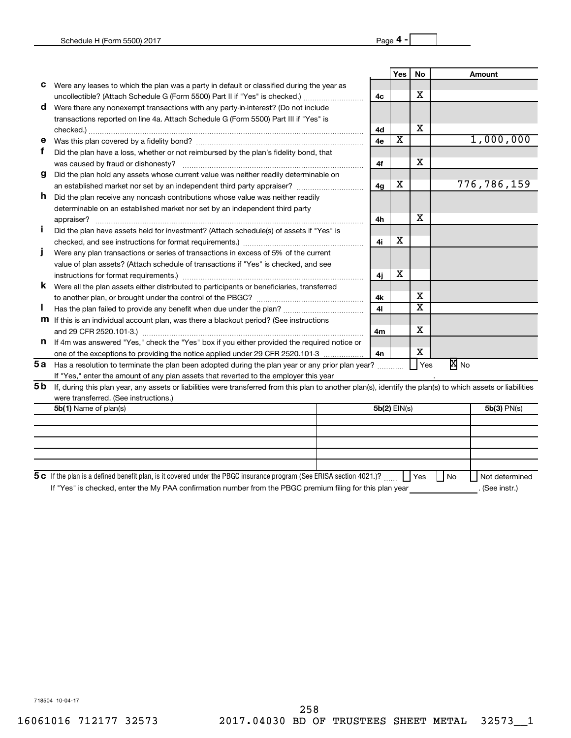| | | | Yes | No | Amount |
|---|---|---|---|---|---|
| **c** | Were any leases to which the plan was a party in default or classified during the year as uncollectible? (Attach Schedule G (Form 5500) Part II if "Yes" is checked.) | 4c | | X | |
| **d** | Were there any nonexempt transactions with any party-in-interest? (Do not include transactions reported on line 4a. Attach Schedule G (Form 5500) Part III if "Yes" is checked.) | 4d | | X | |
| **e** | Was this plan covered by a fidelity bond? | 4e | X | | 1,000,000 |
| **f** | Did the plan have a loss, whether or not reimbursed by the plan's fidelity bond, that was caused by fraud or dishonesty? | 4f | | X | |
| **g** | Did the plan hold any assets whose current value was neither readily determinable on an established market nor set by an independent third party appraiser? | 4g | X | | 776,786,159 |
| **h** | Did the plan receive any noncash contributions whose value was neither readily determinable on an established market nor set by an independent third party appraiser? | 4h | | X | |
| **i** | Did the plan have assets held for investment? (Attach schedule(s) of assets if "Yes" is checked, and see instructions for format requirements.) | 4i | X | | |
| **j** | Were any plan transactions or series of transactions in excess of 5% of the current value of plan assets? (Attach schedule of transactions if "Yes" is checked, and see instructions for format requirements.) | 4j | X | | |
| **k** | Were all the plan assets either distributed to participants or beneficiaries, transferred to another plan, or brought under the control of the PBGC? | 4k | | X | |
| **l** | Has the plan failed to provide any benefit when due under the plan? | 4l | | X | |
| **m** | If this is an individual account plan, was there a blackout period? (See instructions and 29 CFR 2520.101-3.) | 4m | | X | |
| **n** | If 4m was answered "Yes," check the "Yes" box if you either provided the required notice or one of the exceptions to providing the notice applied under 29 CFR 2520.101-3 | 4n | | X | |

**5a** Has a resolution to terminate the plan been adopted during the plan year or any prior plan year? ☐ Yes ☒ No

If "Yes," enter the amount of any plan assets that reverted to the employer this year

**5b** If, during this plan year, any assets or liabilities were transferred from this plan to another plan(s), identify the plan(s) to which assets or liabilities were transferred. (See instructions.)

| 5b(1) Name of plan(s) | 5b(2) EIN(s) | 5b(3) PN(s) |
|---|---|---|
| | | |
| | | |
| | | |
| | | |

**5c** If the plan is a defined benefit plan, is it covered under the PBGC insurance program (See ERISA section 4021.)? ☐ Yes ☐ No ☐ Not determined

If "Yes" is checked, enter the My PAA confirmation number from the PBGC premium filing for this plan year ________. (See instr.)

718504 10-04-17

16061016 712177 32573 2017.04030 BD OF TRUSTEES SHEET METAL 32573__1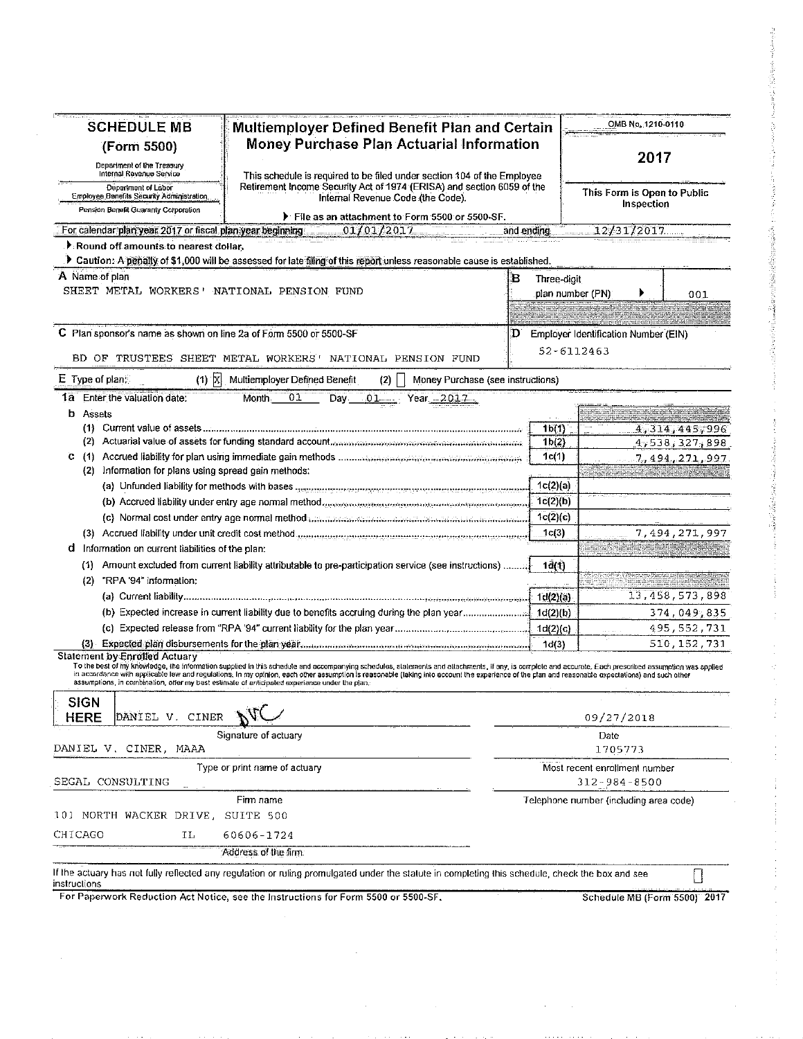# SCHEDULE MB (Form 5500)

Department of the Treasury
Internal Revenue Service

Department of Labor
Employee Benefits Security Administration

Pension Benefit Guaranty Corporation

## Multiemployer Defined Benefit Plan and Certain Money Purchase Plan Actuarial Information

This schedule is required to be filed under section 104 of the Employee Retirement Income Security Act of 1974 (ERISA) and section 6059 of the Internal Revenue Code (the Code).

▶ File as an attachment to Form 5500 or 5500-SF.

OMB No. 1210-0110

**2017**

This Form is Open to Public Inspection

For calendar plan year 2017 or fiscal plan year beginning 01/01/2017 and ending 12/31/2017

▶ Round off amounts to nearest dollar.

▶ Caution: A penalty of $1,000 will be assessed for late filing of this report unless reasonable cause is established.

**A** Name of plan
SHEET METAL WORKERS' NATIONAL PENSION FUND

**B** Three-digit plan number (PN) ▶ 001

**C** Plan sponsor's name as shown on line 2a of Form 5500 or 5500-SF
BD OF TRUSTEES SHEET METAL WORKERS' NATIONAL PENSION FUND

**D** Employer Identification Number (EIN)
52-6112463

**E** Type of plan: (1) [X] Multiemployer Defined Benefit (2) [ ] Money Purchase (see instructions)

**1a** Enter the valuation date: Month 01 Day 01 Year 2017

| Line | Description | Ref | Amount |
|---|---|---|---|
| **b** | Assets | | |
| (1) | Current value of assets | 1b(1) | 4,314,445,996 |
| (2) | Actuarial value of assets for funding standard account | 1b(2) | 4,538,327,898 |
| **c** (1) | Accrued liability for plan using immediate gain methods | 1c(1) | 7,494,271,997 |
| (2) | Information for plans using spread gain methods: | | |
| | (a) Unfunded liability for methods with bases | 1c(2)(a) | |
| | (b) Accrued liability under entry age normal method | 1c(2)(b) | |
| | (c) Normal cost under entry age normal method | 1c(2)(c) | |
| (3) | Accrued liability under unit credit cost method | 1c(3) | 7,494,271,997 |
| **d** | Information on current liabilities of the plan: | | |
| (1) | Amount excluded from current liability attributable to pre-participation service (see instructions) | 1d(1) | |
| (2) | "RPA '94" information: | | |
| | (a) Current liability | 1d(2)(a) | 13,458,573,898 |
| | (b) Expected increase in current liability due to benefits accruing during the plan year | 1d(2)(b) | 374,049,835 |
| | (c) Expected release from "RPA '94" current liability for the plan year | 1d(2)(c) | 495,552,731 |
| (3) | Expected plan disbursements for the plan year | 1d(3) | 510,152,731 |

**Statement by Enrolled Actuary**
To the best of my knowledge, the information supplied in this schedule and accompanying schedules, statements and attachments, if any, is complete and accurate. Each prescribed assumption was applied in accordance with applicable law and regulations. In my opinion, each other assumption is reasonable (taking into account the experience of the plan and reasonable expectations) and such other assumptions, in combination, offer my best estimate of anticipated experience under the plan.

**SIGN HERE** DANIEL V. CINER — Date: 09/27/2018

Signature of actuary

DANIEL V. CINER, MAAA — Most recent enrollment number: 1705773

Type or print name of actuary

SEGAL CONSULTING — Telephone number (including area code): 312-984-8500

Firm name

101 NORTH WACKER DRIVE, SUITE 500
CHICAGO IL 60606-1724

Address of the firm

If the actuary has not fully reflected any regulation or ruling promulgated under the statute in completing this schedule, check the box and see instructions [ ]

For Paperwork Reduction Act Notice, see the Instructions for Form 5500 or 5500-SF. Schedule MB (Form 5500) 2017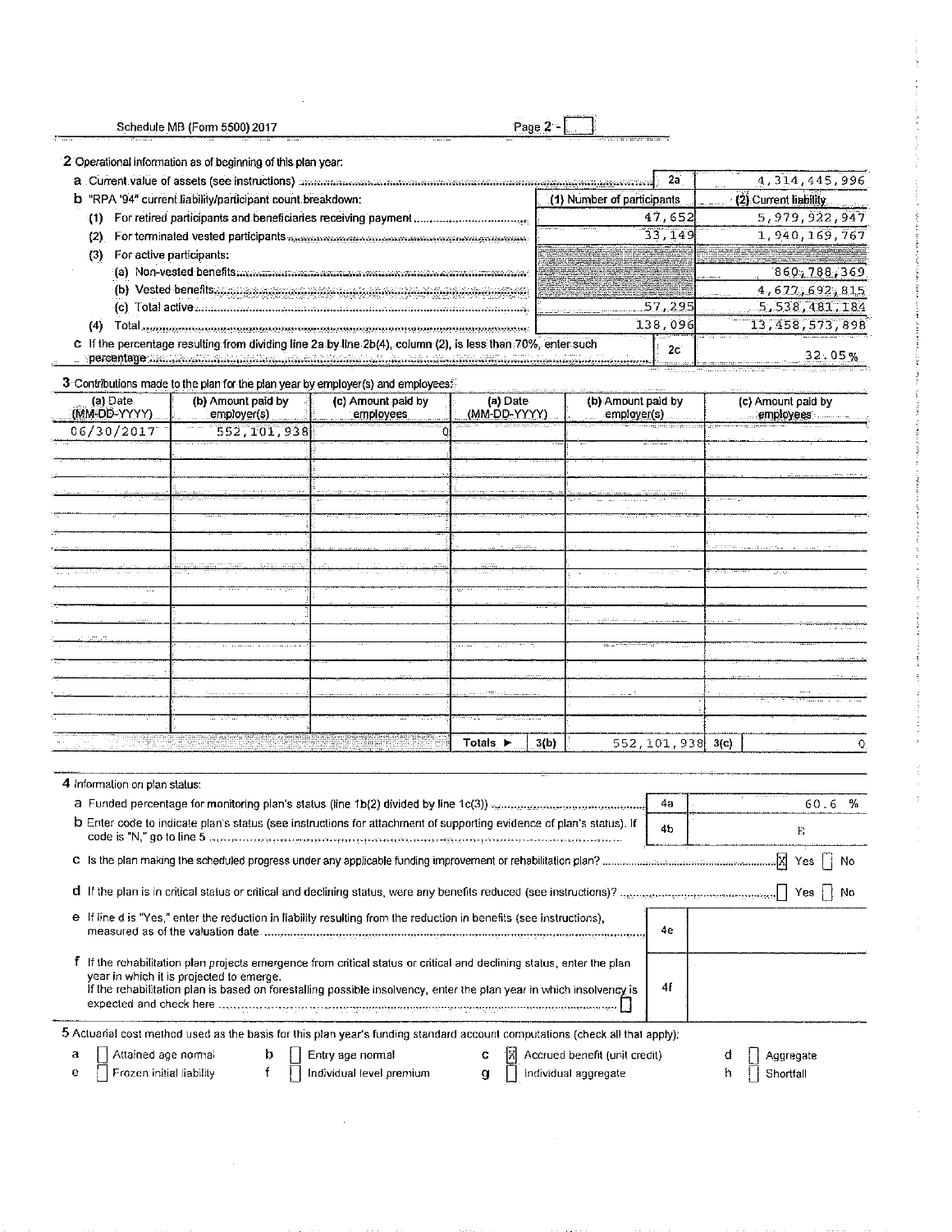Schedule MB (Form 5500) 2017 Page 2 -

**2** Operational information as of beginning of this plan year:

| | | |
|---|---|---|
| **a** Current value of assets (see instructions) | 2a | 4,314,445,996 |

| **b** "RPA '94" current liability/participant count breakdown: | (1) Number of participants | (2) Current liability |
|---|---|---|
| (1) For retired participants and beneficiaries receiving payment | 47,652 | 5,979,922,947 |
| (2) For terminated vested participants | 33,149 | 1,940,169,767 |
| (3) For active participants: | | |
| (a) Non-vested benefits | | 860,788,369 |
| (b) Vested benefits | | 4,677,692,815 |
| (c) Total active | 57,295 | 5,538,481,184 |
| (4) Total | 138,096 | 13,458,573,898 |

| | | |
|---|---|---|
| **c** If the percentage resulting from dividing line 2a by line 2b(4), column (2), is less than 70%, enter such percentage | 2c | 32.05% |

**3** Contributions made to the plan for the plan year by employer(s) and employees:

| (a) Date (MM-DD-YYYY) | (b) Amount paid by employer(s) | (c) Amount paid by employees | (a) Date (MM-DD-YYYY) | (b) Amount paid by employer(s) | (c) Amount paid by employees |
|---|---|---|---|---|---|
| 06/30/2017 | 552,101,938 | 0 | | | |
| | | | Totals ► 3(b) | 552,101,938 | 3(c) 0 |

**4** Information on plan status:

| | | |
|---|---|---|
| **a** Funded percentage for monitoring plan's status (line 1b(2) divided by line 1c(3)) | 4a | 60.6 % |
| **b** Enter code to indicate plan's status (see instructions for attachment of supporting evidence of plan's status). If code is "N," go to line 5 | 4b | E |

**c** Is the plan making the scheduled progress under any applicable funding improvement or rehabilitation plan? ☒ Yes ☐ No

**d** If the plan is in critical status or critical and declining status, were any benefits reduced (see instructions)? ☐ Yes ☐ No

| | | |
|---|---|---|
| **e** If line d is "Yes," enter the reduction in liability resulting from the reduction in benefits (see instructions), measured as of the valuation date | 4e | |
| **f** If the rehabilitation plan projects emergence from critical status or critical and declining status, enter the plan year in which it is projected to emerge. If the rehabilitation plan is based on forestalling possible insolvency, enter the plan year in which insolvency is expected and check here ☐ | 4f | |

**5** Actuarial cost method used as the basis for this plan year's funding standard account computations (check all that apply):

- **a** ☐ Attained age normal
- **b** ☐ Entry age normal
- **c** ☒ Accrued benefit (unit credit)
- **d** ☐ Aggregate
- **e** ☐ Frozen initial liability
- **f** ☐ Individual level premium
- **g** ☐ Individual aggregate
- **h** ☐ Shortfall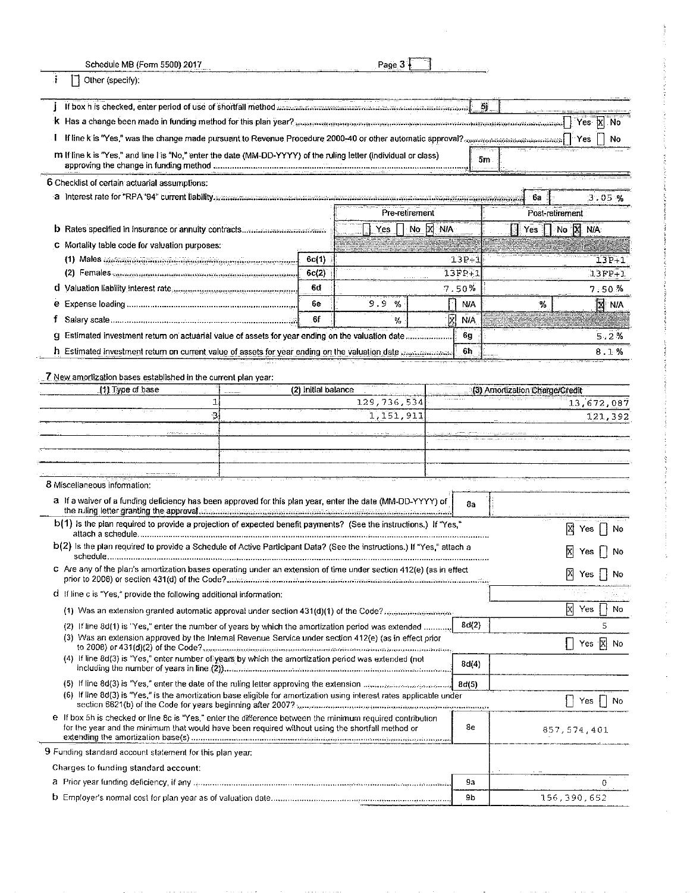Schedule MB (Form 5500) 2017 Page 3

i [ ] Other (specify):

j If box h is checked, enter period of use of shortfall method ..... 5j

k Has a change been made in funding method for this plan year? ..... [ ] Yes [X] No

l If line k is "Yes," was the change made pursuant to Revenue Procedure 2000-40 or other automatic approval? ..... [ ] Yes [ ] No

m If line k is "Yes," and line l is "No," enter the date (MM-DD-YYYY) of the ruling letter (individual or class) approving the change in funding method ..... 5m

**6** Checklist of certain actuarial assumptions:

a Interest rate for "RPA '94" current liability ..... 6a 3.05 %

| | | Pre-retirement | | Post-retirement | |
|---|---|---|---|---|---|
| b Rates specified in insurance or annuity contracts | | [ ] Yes [ ] No [X] N/A | | [ ] Yes [ ] No [X] N/A | |
| c Mortality table code for valuation purposes: | | | | | |
| (1) Males | 6c(1) | | 13P+1 | | 13P+1 |
| (2) Females | 6c(2) | | 13FP+1 | | 13FP+1 |
| d Valuation liability interest rate | 6d | | 7.50% | | 7.50 % |
| e Expense loading | 6e | 9.9 % | [ ] N/A | % | [X] N/A |
| f Salary scale | 6f | % | [X] N/A | | |

g Estimated investment return on actuarial value of assets for year ending on the valuation date ..... 6g 5.2 %

h Estimated investment return on current value of assets for year ending on the valuation date ..... 6h 8.1 %

**7** New amortization bases established in the current plan year:

| (1) Type of base | (2) Initial balance | (3) Amortization Charge/Credit |
|---|---|---|
| 1 | 129,736,534 | 13,672,087 |
| 3 | 1,151,911 | 121,392 |

**8** Miscellaneous information:

a If a waiver of a funding deficiency has been approved for this plan year, enter the date (MM-DD-YYYY) of the ruling letter granting the approval ..... 8a

b(1) Is the plan required to provide a projection of expected benefit payments? (See the instructions.) If "Yes," attach a schedule ..... [X] Yes [ ] No

b(2) Is the plan required to provide a Schedule of Active Participant Data? (See the instructions.) If "Yes," attach a schedule ..... [X] Yes [ ] No

c Are any of the plan's amortization bases operating under an extension of time under section 412(e) (as in effect prior to 2008) or section 431(d) of the Code? ..... [X] Yes [ ] No

d If line c is "Yes," provide the following additional information:

(1) Was an extension granted automatic approval under section 431(d)(1) of the Code? ..... [X] Yes [ ] No

(2) If line 8d(1) is "Yes," enter the number of years by which the amortization period was extended ..... 8d(2) 5

(3) Was an extension approved by the Internal Revenue Service under section 412(e) (as in effect prior to 2008) or 431(d)(2) of the Code? ..... [ ] Yes [X] No

(4) If line 8d(3) is "Yes," enter number of years by which the amortization period was extended (not including the number of years in line (2)) ..... 8d(4)

(5) If line 8d(3) is "Yes," enter the date of the ruling letter approving the extension ..... 8d(5)

(6) If line 8d(3) is "Yes," is the amortization base eligible for amortization using interest rates applicable under section 6621(b) of the Code for years beginning after 2007? ..... [ ] Yes [ ] No

e If box 5h is checked or line 8c is "Yes," enter the difference between the minimum required contribution for the year and the minimum that would have been required without using the shortfall method or extending the amortization base(s) ..... 8e 857,574,401

**9** Funding standard account statement for this plan year:

Charges to funding standard account:

a Prior year funding deficiency, if any ..... 9a 0

b Employer's normal cost for plan year as of valuation date ..... 9b 156,390,652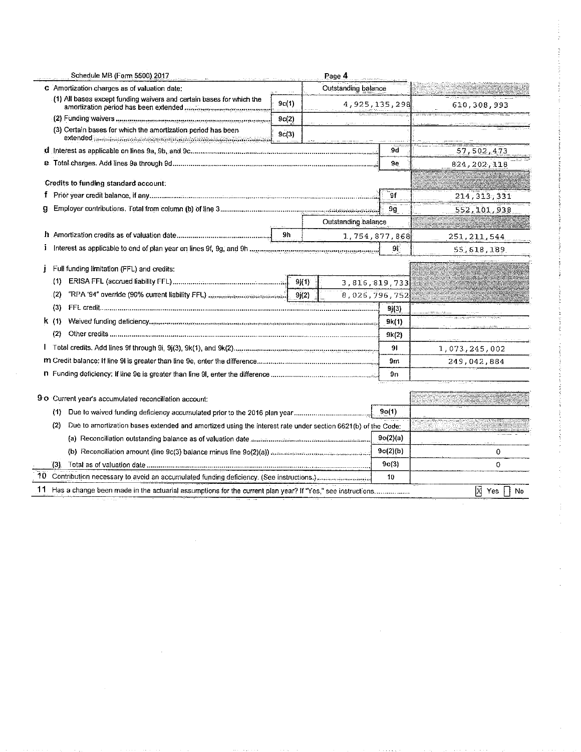Schedule MB (Form 5500) 2017

| | | | Outstanding balance | |
|---|---|---|---|---|
| **c** Amortization charges as of valuation date: | | | | |
| (1) All bases except funding waivers and certain bases for which the amortization period has been extended | 9c(1) | | 4,925,135,298 | 610,308,993 |
| (2) Funding waivers | 9c(2) | | | |
| (3) Certain bases for which the amortization period has been extended | 9c(3) | | | |
| **d** Interest as applicable on lines 9a, 9b, and 9c | | | 9d | 57,502,473 |
| **e** Total charges. Add lines 9a through 9d | | | 9e | 824,202,118 |
| **Credits to funding standard account:** | | | | |
| **f** Prior year credit balance, if any | | | 9f | 214,313,331 |
| **g** Employer contributions. Total from column (b) of line 3 | | | 9g | 552,101,938 |
| | | | Outstanding balance | |
| **h** Amortization credits as of valuation date | 9h | | 1,754,877,868 | 251,211,544 |
| **i** Interest as applicable to end of plan year on lines 9f, 9g, and 9h | | | 9i | 55,618,189 |
| **j** Full funding limitation (FFL) and credits: | | | | |
| (1) ERISA FFL (accrued liability FFL) | | 9j(1) | 3,816,819,733 | |
| (2) "RPA '94" override (90% current liability FFL) | | 9j(2) | 8,026,796,752 | |
| (3) FFL credit | | | 9j(3) | |
| **k** (1) Waived funding deficiency | | | 9k(1) | |
| (2) Other credits | | | 9k(2) | |
| **l** Total credits. Add lines 9f through 9i, 9j(3), 9k(1), and 9k(2) | | | 9l | 1,073,245,002 |
| **m** Credit balance: If line 9l is greater than line 9e, enter the difference | | | 9m | 249,042,884 |
| **n** Funding deficiency: If line 9e is greater than line 9l, enter the difference | | | 9n | |

| | | |
|---|---|---|
| **9 o** Current year's accumulated reconciliation account: | | |
| (1) Due to waived funding deficiency accumulated prior to the 2016 plan year | 9o(1) | |
| (2) Due to amortization bases extended and amortized using the interest rate under section 6621(b) of the Code: | | |
| (a) Reconciliation outstanding balance as of valuation date | 9o(2)(a) | |
| (b) Reconciliation amount (line 9c(3) balance minus line 9o(2)(a)) | 9o(2)(b) | 0 |
| (3) Total as of valuation date | 9o(3) | 0 |
| **10** Contribution necessary to avoid an accumulated funding deficiency. (See instructions.) | 10 | |
| **11** Has a change been made in the actuarial assumptions for the current plan year? If "Yes," see instructions | | [X] Yes [ ] No |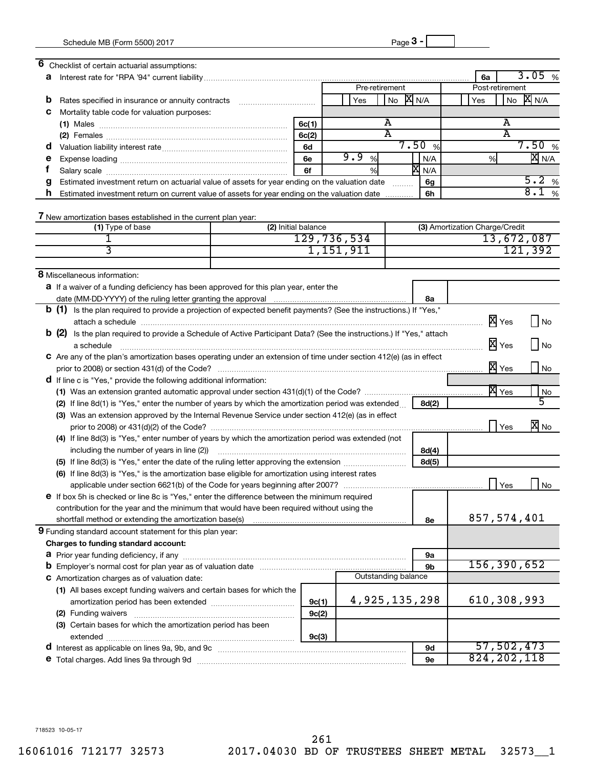Schedule MB (Form 5500) 2017 Page 3 -

**6** Checklist of certain actuarial assumptions:

**a** Interest rate for "RPA '94" current liability ............ **6a** 3.05 %

| | | Pre-retirement | Post-retirement |
|---|---|---|---|
| **b** Rates specified in insurance or annuity contracts | | Yes / No / [X] N/A | Yes / No / [X] N/A |
| **c** Mortality table code for valuation purposes: | | | |
| (1) Males | 6c(1) | A | A |
| (2) Females | 6c(2) | A | A |
| **d** Valuation liability interest rate | 6d | 7.50 % | 7.50 % |
| **e** Expense loading | 6e | 9.9 % / N/A | % / [X] N/A |
| **f** Salary scale | 6f | % / [X] N/A | |

**g** Estimated investment return on actuarial value of assets for year ending on the valuation date ........ **6g** 5.2 %

**h** Estimated investment return on current value of assets for year ending on the valuation date ........ **6h** 8.1 %

**7** New amortization bases established in the current plan year:

| (1) Type of base | (2) Initial balance | (3) Amortization Charge/Credit |
|---|---|---|
| 1 | 129,736,534 | 13,672,087 |
| 3 | 1,151,911 | 121,392 |
| | | |

**8** Miscellaneous information:

**a** If a waiver of a funding deficiency has been approved for this plan year, enter the date (MM-DD-YYYY) of the ruling letter granting the approval ........ **8a**

**b (1)** Is the plan required to provide a projection of expected benefit payments? (See the instructions.) If "Yes," attach a schedule ........ [X] Yes [ ] No

**b (2)** Is the plan required to provide a Schedule of Active Participant Data? (See the instructions.) If "Yes," attach a schedule ........ [X] Yes [ ] No

**c** Are any of the plan's amortization bases operating under an extension of time under section 412(e) (as in effect prior to 2008) or section 431(d) of the Code? ........ [X] Yes [ ] No

**d** If line c is "Yes," provide the following additional information:

(1) Was an extension granted automatic approval under section 431(d)(1) of the Code? ........ [X] Yes [ ] No

(2) If line 8d(1) is "Yes," enter the number of years by which the amortization period was extended ........ **8d(2)** 5

(3) Was an extension approved by the Internal Revenue Service under section 412(e) (as in effect prior to 2008) or 431(d)(2) of the Code? ........ [ ] Yes [X] No

(4) If line 8d(3) is "Yes," enter number of years by which the amortization period was extended (not including the number of years in line (2)) ........ **8d(4)**

(5) If line 8d(3) is "Yes," enter the date of the ruling letter approving the extension ........ **8d(5)**

(6) If line 8d(3) is "Yes," is the amortization base eligible for amortization using interest rates applicable under section 6621(b) of the Code for years beginning after 2007? ........ [ ] Yes [ ] No

**e** If box 5h is checked or line 8c is "Yes," enter the difference between the minimum required contribution for the year and the minimum that would have been required without using the shortfall method or extending the amortization base(s) ........ **8e** 857,574,401

**9** Funding standard account statement for this plan year:

**Charges to funding standard account:**

| | | Outstanding balance | | |
|---|---|---|---|---|
| **a** Prior year funding deficiency, if any | | | 9a | |
| **b** Employer's normal cost for plan year as of valuation date | | | 9b | 156,390,652 |
| **c** Amortization charges as of valuation date: | | | | |
| (1) All bases except funding waivers and certain bases for which the amortization period has been extended | 9c(1) | 4,925,135,298 | | 610,308,993 |
| (2) Funding waivers | 9c(2) | | | |
| (3) Certain bases for which the amortization period has been extended | 9c(3) | | | |
| **d** Interest as applicable on lines 9a, 9b, and 9c | | | 9d | 57,502,473 |
| **e** Total charges. Add lines 9a through 9d | | | 9e | 824,202,118 |

718523 10-05-17

16061016 712177 32573 2017.04030 BD OF TRUSTEES SHEET METAL 32573__1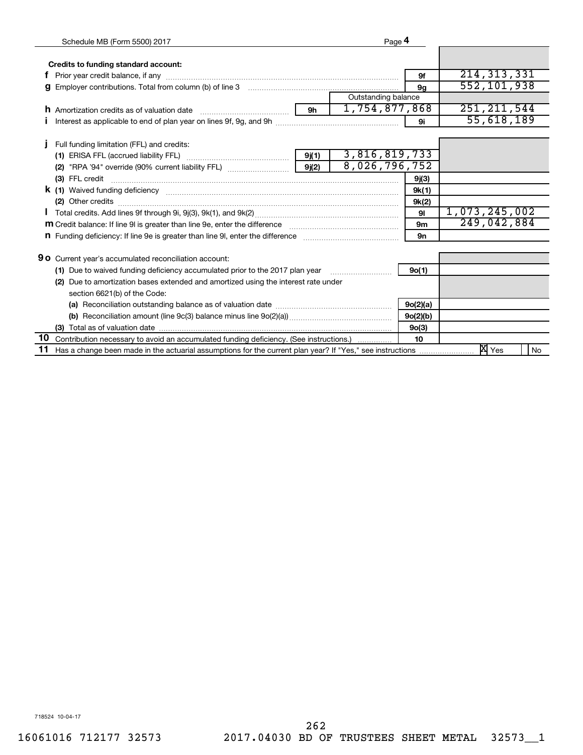**Credits to funding standard account:**

| | | | Outstanding balance | | |
|---|---|---|---|---|---|
| **f** | Prior year credit balance, if any | | | 9f | 214,313,331 |
| **g** | Employer contributions. Total from column (b) of line 3 | | | 9g | 552,101,938 |
| **h** | Amortization credits as of valuation date | 9h | 1,754,877,868 | | 251,211,544 |
| **i** | Interest as applicable to end of plan year on lines 9f, 9g, and 9h | | | 9i | 55,618,189 |
| **j** | Full funding limitation (FFL) and credits: | | | | |
| | **(1)** ERISA FFL (accrued liability FFL) | 9j(1) | 3,816,819,733 | | |
| | **(2)** "RPA '94" override (90% current liability FFL) | 9j(2) | 8,026,796,752 | | |
| | **(3)** FFL credit | | | 9j(3) | |
| **k** | **(1)** Waived funding deficiency | | | 9k(1) | |
| | **(2)** Other credits | | | 9k(2) | |
| **l** | Total credits. Add lines 9f through 9i, 9j(3), 9k(1), and 9k(2) | | | 9l | 1,073,245,002 |
| **m** | Credit balance: If line 9l is greater than line 9e, enter the difference | | | 9m | 249,042,884 |
| **n** | Funding deficiency: If line 9e is greater than line 9l, enter the difference | | | 9n | |

| | | | |
|---|---|---|---|
| **9 o** | Current year's accumulated reconciliation account: | | |
| | **(1)** Due to waived funding deficiency accumulated prior to the 2017 plan year | 9o(1) | |
| | **(2)** Due to amortization bases extended and amortized using the interest rate under section 6621(b) of the Code: | | |
| | **(a)** Reconciliation outstanding balance as of valuation date | 9o(2)(a) | |
| | **(b)** Reconciliation amount (line 9c(3) balance minus line 9o(2)(a)) | 9o(2)(b) | |
| | **(3)** Total as of valuation date | 9o(3) | |
| **10** | Contribution necessary to avoid an accumulated funding deficiency. (See instructions.) | 10 | |
| **11** | Has a change been made in the actuarial assumptions for the current plan year? If "Yes," see instructions | | [X] Yes [ ] No |

718524 10-04-17

16061016 712177 32573 2017.04030 BD OF TRUSTEES SHEET METAL 32573__1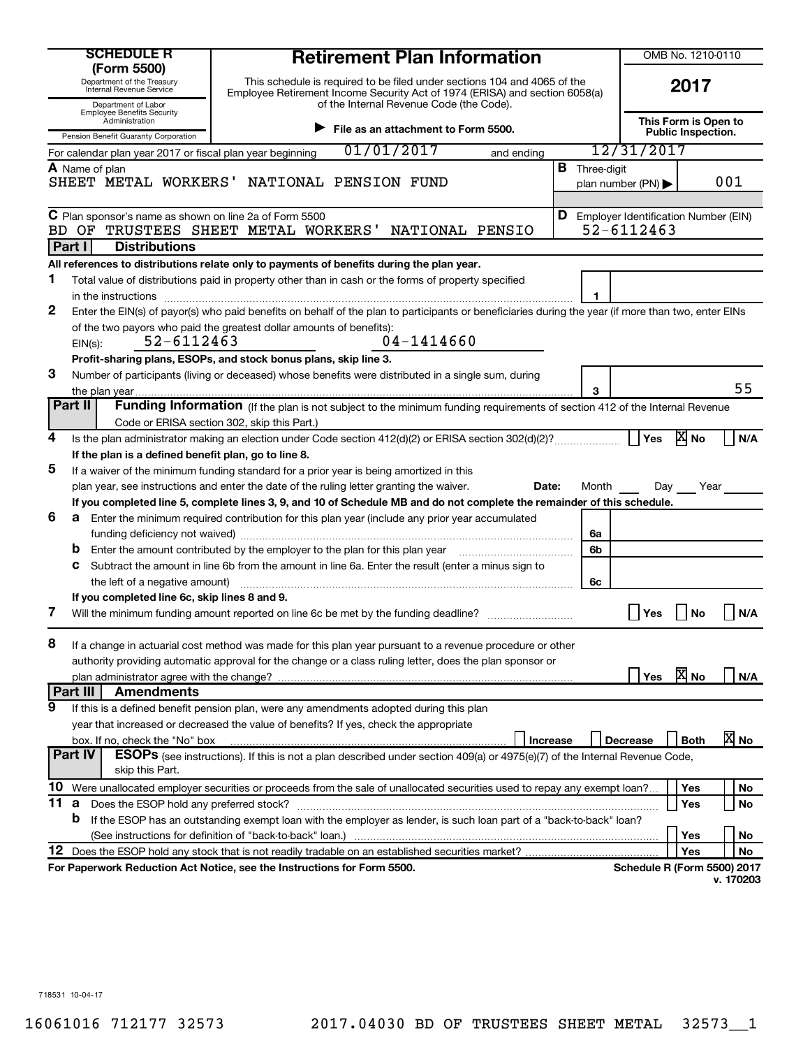# SCHEDULE R (Form 5500)

Department of the Treasury
Internal Revenue Service

Department of Labor
Employee Benefits Security Administration

Pension Benefit Guaranty Corporation

## Retirement Plan Information

This schedule is required to be filed under sections 104 and 4065 of the Employee Retirement Income Security Act of 1974 (ERISA) and section 6058(a) of the Internal Revenue Code (the Code).

▶ File as an attachment to Form 5500.

OMB No. 1210-0110

**2017**

**This Form is Open to Public Inspection.**

For calendar plan year 2017 or fiscal plan year beginning 01/01/2017 and ending 12/31/2017

**A** Name of plan
SHEET METAL WORKERS' NATIONAL PENSION FUND

**B** Three-digit plan number (PN) ▶ 001

**C** Plan sponsor's name as shown on line 2a of Form 5500
BD OF TRUSTEES SHEET METAL WORKERS' NATIONAL PENSIO

**D** Employer Identification Number (EIN)
52-6112463

### Part I Distributions

**All references to distributions relate only to payments of benefits during the plan year.**

**1** Total value of distributions paid in property other than in cash or the forms of property specified in the instructions ..... **1**

**2** Enter the EIN(s) of payor(s) who paid benefits on behalf of the plan to participants or beneficiaries during the year (if more than two, enter EINs of the two payors who paid the greatest dollar amounts of benefits):
EIN(s): 52-6112463 04-1414660

**Profit-sharing plans, ESOPs, and stock bonus plans, skip line 3.**

**3** Number of participants (living or deceased) whose benefits were distributed in a single sum, during the plan year ..... **3** 55

### Part II Funding Information (If the plan is not subject to the minimum funding requirements of section 412 of the Internal Revenue Code or ERISA section 302, skip this Part.)

**4** Is the plan administrator making an election under Code section 412(d)(2) or ERISA section 302(d)(2)? ..... ☐ Yes ☒ No ☐ N/A

**If the plan is a defined benefit plan, go to line 8.**

**5** If a waiver of the minimum funding standard for a prior year is being amortized in this plan year, see instructions and enter the date of the ruling letter granting the waiver. Date: Month ___ Day ___ Year ___

**If you completed line 5, complete lines 3, 9, and 10 of Schedule MB and do not complete the remainder of this schedule.**

**6 a** Enter the minimum required contribution for this plan year (include any prior year accumulated funding deficiency not waived) ..... **6a**

**b** Enter the amount contributed by the employer to the plan for this plan year ..... **6b**

**c** Subtract the amount in line 6b from the amount in line 6a. Enter the result (enter a minus sign to the left of a negative amount) ..... **6c**

**If you completed line 6c, skip lines 8 and 9.**

**7** Will the minimum funding amount reported on line 6c be met by the funding deadline? ..... ☐ Yes ☐ No ☐ N/A

**8** If a change in actuarial cost method was made for this plan year pursuant to a revenue procedure or other authority providing automatic approval for the change or a class ruling letter, does the plan sponsor or plan administrator agree with the change? ..... ☐ Yes ☒ No ☐ N/A

### Part III Amendments

**9** If this is a defined benefit pension plan, were any amendments adopted during this plan year that increased or decreased the value of benefits? If yes, check the appropriate box. If no, check the "No" box ..... ☐ Increase ☐ Decrease ☐ Both ☒ No

### Part IV ESOPs (see instructions). If this is not a plan described under section 409(a) or 4975(e)(7) of the Internal Revenue Code, skip this Part.

**10** Were unallocated employer securities or proceeds from the sale of unallocated securities used to repay any exempt loan? ..... ☐ Yes ☐ No

**11 a** Does the ESOP hold any preferred stock? ..... ☐ Yes ☐ No

**b** If the ESOP has an outstanding exempt loan with the employer as lender, is such loan part of a "back-to-back" loan? (See instructions for definition of "back-to-back" loan.) ..... ☐ Yes ☐ No

**12** Does the ESOP hold any stock that is not readily tradable on an established securities market? ..... ☐ Yes ☐ No

**For Paperwork Reduction Act Notice, see the Instructions for Form 5500.** **Schedule R (Form 5500) 2017**
v. 170203

718531 10-04-17

16061016 712177 32573 2017.04030 BD OF TRUSTEES SHEET METAL 32573__1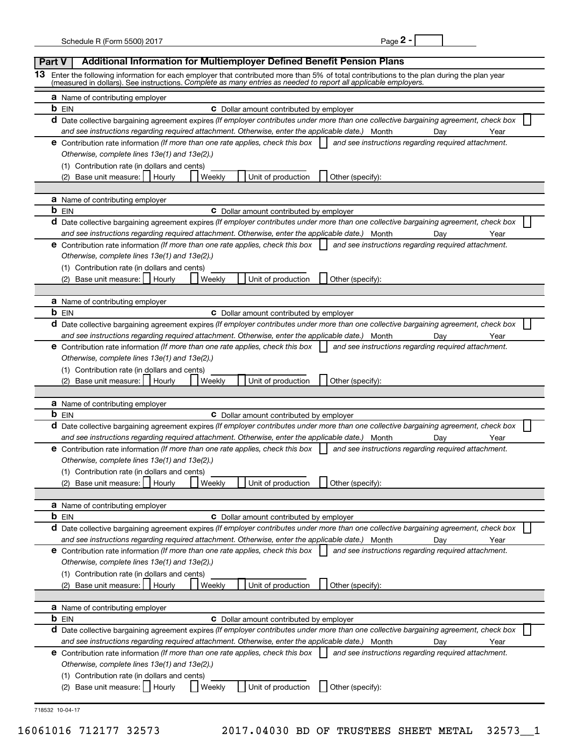## Part V | Additional Information for Multiemployer Defined Benefit Pension Plans

**13** Enter the following information for each employer that contributed more than 5% of total contributions to the plan during the plan year (measured in dollars). See instructions. *Complete as many entries as needed to report all applicable employers.*

**a** Name of contributing employer

**b** EIN　　　　　　　　**c** Dollar amount contributed by employer

**d** Date collective bargaining agreement expires *(If employer contributes under more than one collective bargaining agreement, check box* ☐ *and see instructions regarding required attachment. Otherwise, enter the applicable date.)* Month　　Day　　Year

**e** Contribution rate information *(If more than one rate applies, check this box* ☐ *and see instructions regarding required attachment. Otherwise, complete lines 13e(1) and 13e(2).)*

(1) Contribution rate (in dollars and cents) ____________

(2) Base unit measure: ☐ Hourly　☐ Weekly　☐ Unit of production　☐ Other (specify):

---

**a** Name of contributing employer

**b** EIN　　　　　　　　**c** Dollar amount contributed by employer

**d** Date collective bargaining agreement expires *(If employer contributes under more than one collective bargaining agreement, check box* ☐ *and see instructions regarding required attachment. Otherwise, enter the applicable date.)* Month　　Day　　Year

**e** Contribution rate information *(If more than one rate applies, check this box* ☐ *and see instructions regarding required attachment. Otherwise, complete lines 13e(1) and 13e(2).)*

(1) Contribution rate (in dollars and cents) ____________

(2) Base unit measure: ☐ Hourly　☐ Weekly　☐ Unit of production　☐ Other (specify):

---

**a** Name of contributing employer

**b** EIN　　　　　　　　**c** Dollar amount contributed by employer

**d** Date collective bargaining agreement expires *(If employer contributes under more than one collective bargaining agreement, check box* ☐ *and see instructions regarding required attachment. Otherwise, enter the applicable date.)* Month　　Day　　Year

**e** Contribution rate information *(If more than one rate applies, check this box* ☐ *and see instructions regarding required attachment. Otherwise, complete lines 13e(1) and 13e(2).)*

(1) Contribution rate (in dollars and cents) ____________

(2) Base unit measure: ☐ Hourly　☐ Weekly　☐ Unit of production　☐ Other (specify):

---

**a** Name of contributing employer

**b** EIN　　　　　　　　**c** Dollar amount contributed by employer

**d** Date collective bargaining agreement expires *(If employer contributes under more than one collective bargaining agreement, check box* ☐ *and see instructions regarding required attachment. Otherwise, enter the applicable date.)* Month　　Day　　Year

**e** Contribution rate information *(If more than one rate applies, check this box* ☐ *and see instructions regarding required attachment. Otherwise, complete lines 13e(1) and 13e(2).)*

(1) Contribution rate (in dollars and cents) ____________

(2) Base unit measure: ☐ Hourly　☐ Weekly　☐ Unit of production　☐ Other (specify):

---

**a** Name of contributing employer

**b** EIN　　　　　　　　**c** Dollar amount contributed by employer

**d** Date collective bargaining agreement expires *(If employer contributes under more than one collective bargaining agreement, check box* ☐ *and see instructions regarding required attachment. Otherwise, enter the applicable date.)* Month　　Day　　Year

**e** Contribution rate information *(If more than one rate applies, check this box* ☐ *and see instructions regarding required attachment. Otherwise, complete lines 13e(1) and 13e(2).)*

(1) Contribution rate (in dollars and cents) ____________

(2) Base unit measure: ☐ Hourly　☐ Weekly　☐ Unit of production　☐ Other (specify):

---

**a** Name of contributing employer

**b** EIN　　　　　　　　**c** Dollar amount contributed by employer

**d** Date collective bargaining agreement expires *(If employer contributes under more than one collective bargaining agreement, check box* ☐ *and see instructions regarding required attachment. Otherwise, enter the applicable date.)* Month　　Day　　Year

**e** Contribution rate information *(If more than one rate applies, check this box* ☐ *and see instructions regarding required attachment. Otherwise, complete lines 13e(1) and 13e(2).)*

(1) Contribution rate (in dollars and cents) ____________

(2) Base unit measure: ☐ Hourly　☐ Weekly　☐ Unit of production　☐ Other (specify):

718532 10-04-17

16061016 712177 32573　　2017.04030 BD OF TRUSTEES SHEET METAL　32573__1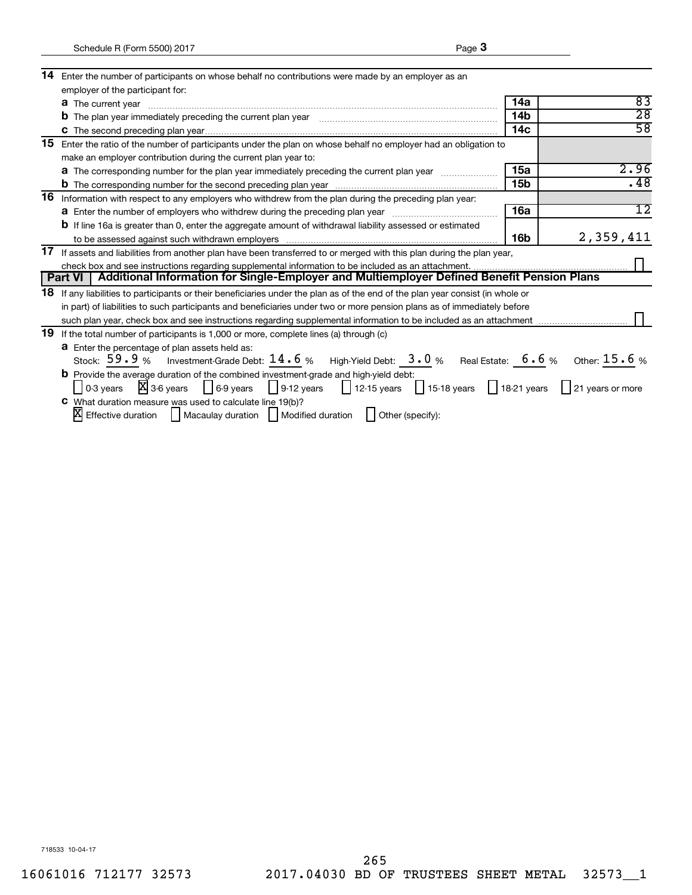**14** Enter the number of participants on whose behalf no contributions were made by an employer as an employer of the participant for:

| | | |
|---|---|---|
| **a** The current year | **14a** | 83 |
| **b** The plan year immediately preceding the current plan year | **14b** | 28 |
| **c** The second preceding plan year | **14c** | 58 |

**15** Enter the ratio of the number of participants under the plan on whose behalf no employer had an obligation to make an employer contribution during the current plan year to:

| | | |
|---|---|---|
| **a** The corresponding number for the plan year immediately preceding the current plan year | **15a** | 2.96 |
| **b** The corresponding number for the second preceding plan year | **15b** | .48 |

**16** Information with respect to any employers who withdrew from the plan during the preceding plan year:

| | | |
|---|---|---|
| **a** Enter the number of employers who withdrew during the preceding plan year | **16a** | 12 |
| **b** If line 16a is greater than 0, enter the aggregate amount of withdrawal liability assessed or estimated to be assessed against such withdrawn employers | **16b** | 2,359,411 |

**17** If assets and liabilities from another plan have been transferred to or merged with this plan during the plan year, check box and see instructions regarding supplemental information to be included as an attachment. ☐

## Part VI | Additional Information for Single-Employer and Multiemployer Defined Benefit Pension Plans

**18** If any liabilities to participants or their beneficiaries under the plan as of the end of the plan year consist (in whole or in part) of liabilities to such participants and beneficiaries under two or more pension plans as of immediately before such plan year, check box and see instructions regarding supplemental information to be included as an attachment ☐

**19** If the total number of participants is 1,000 or more, complete lines (a) through (c)

**a** Enter the percentage of plan assets held as:

Stock: 59.9 % Investment-Grade Debt: 14.6 % High-Yield Debt: 3.0 % Real Estate: 6.6 % Other: 15.6 %

**b** Provide the average duration of the combined investment-grade and high-yield debt:

☐ 0-3 years ☒ 3-6 years ☐ 6-9 years ☐ 9-12 years ☐ 12-15 years ☐ 15-18 years ☐ 18-21 years ☐ 21 years or more

**c** What duration measure was used to calculate line 19(b)?

☒ Effective duration ☐ Macaulay duration ☐ Modified duration ☐ Other (specify):

718533 10-04-17

16061016 712177 32573 2017.04030 BD OF TRUSTEES SHEET METAL 32573__1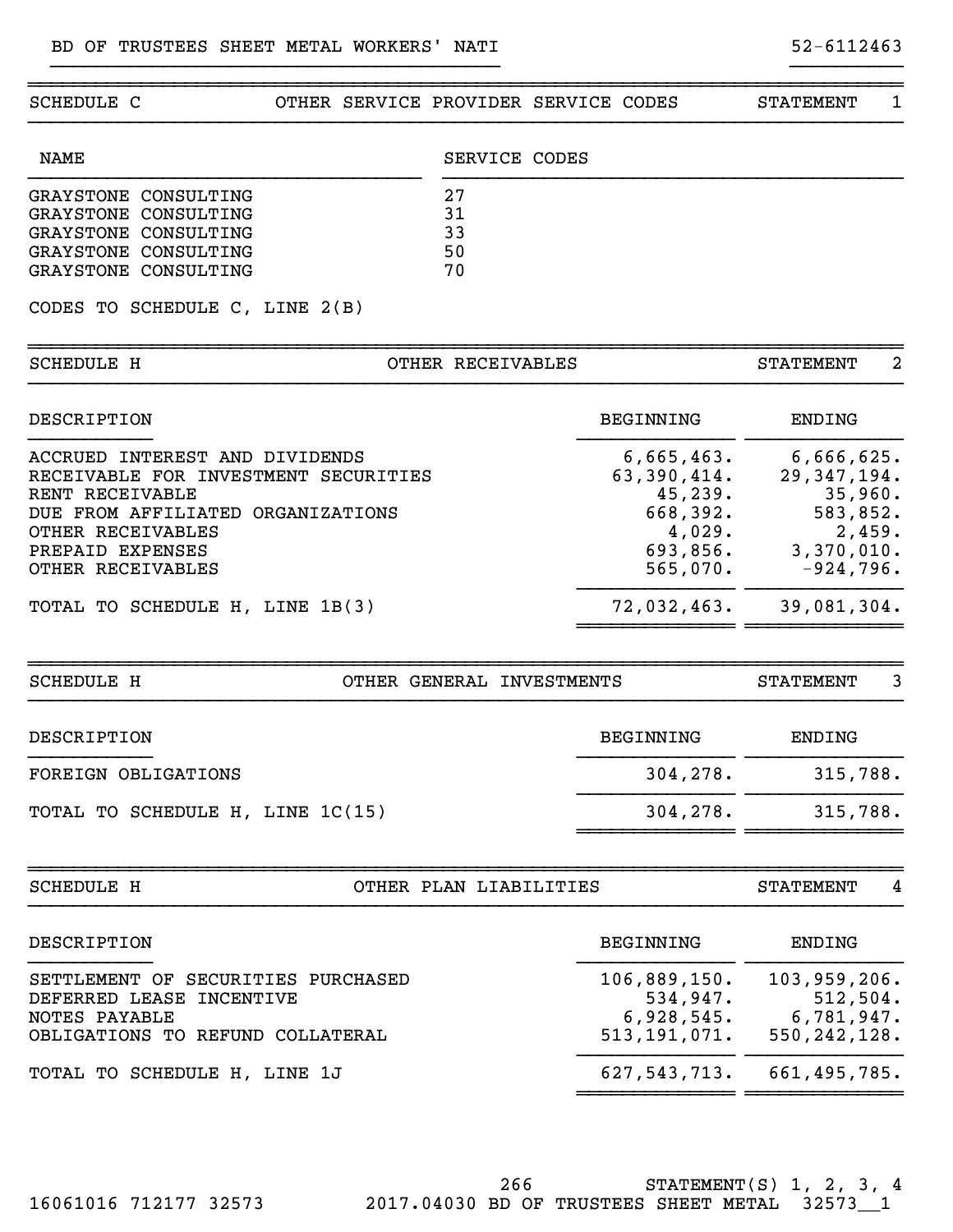BD OF TRUSTEES SHEET METAL WORKERS' NATI 52-6112463

## SCHEDULE C — OTHER SERVICE PROVIDER SERVICE CODES — STATEMENT 1

| NAME | SERVICE CODES |
|---|---|
| GRAYSTONE CONSULTING | 27 |
| GRAYSTONE CONSULTING | 31 |
| GRAYSTONE CONSULTING | 33 |
| GRAYSTONE CONSULTING | 50 |
| GRAYSTONE CONSULTING | 70 |

CODES TO SCHEDULE C, LINE 2(B)

## SCHEDULE H — OTHER RECEIVABLES — STATEMENT 2

| DESCRIPTION | BEGINNING | ENDING |
|---|---|---|
| ACCRUED INTEREST AND DIVIDENDS | 6,665,463. | 6,666,625. |
| RECEIVABLE FOR INVESTMENT SECURITIES | 63,390,414. | 29,347,194. |
| RENT RECEIVABLE | 45,239. | 35,960. |
| DUE FROM AFFILIATED ORGANIZATIONS | 668,392. | 583,852. |
| OTHER RECEIVABLES | 4,029. | 2,459. |
| PREPAID EXPENSES | 693,856. | 3,370,010. |
| OTHER RECEIVABLES | 565,070. | -924,796. |
| TOTAL TO SCHEDULE H, LINE 1B(3) | 72,032,463. | 39,081,304. |

## SCHEDULE H — OTHER GENERAL INVESTMENTS — STATEMENT 3

| DESCRIPTION | BEGINNING | ENDING |
|---|---|---|
| FOREIGN OBLIGATIONS | 304,278. | 315,788. |
| TOTAL TO SCHEDULE H, LINE 1C(15) | 304,278. | 315,788. |

## SCHEDULE H — OTHER PLAN LIABILITIES — STATEMENT 4

| DESCRIPTION | BEGINNING | ENDING |
|---|---|---|
| SETTLEMENT OF SECURITIES PURCHASED | 106,889,150. | 103,959,206. |
| DEFERRED LEASE INCENTIVE | 534,947. | 512,504. |
| NOTES PAYABLE | 6,928,545. | 6,781,947. |
| OBLIGATIONS TO REFUND COLLATERAL | 513,191,071. | 550,242,128. |
| TOTAL TO SCHEDULE H, LINE 1J | 627,543,713. | 661,495,785. |

STATEMENT(S) 1, 2, 3, 4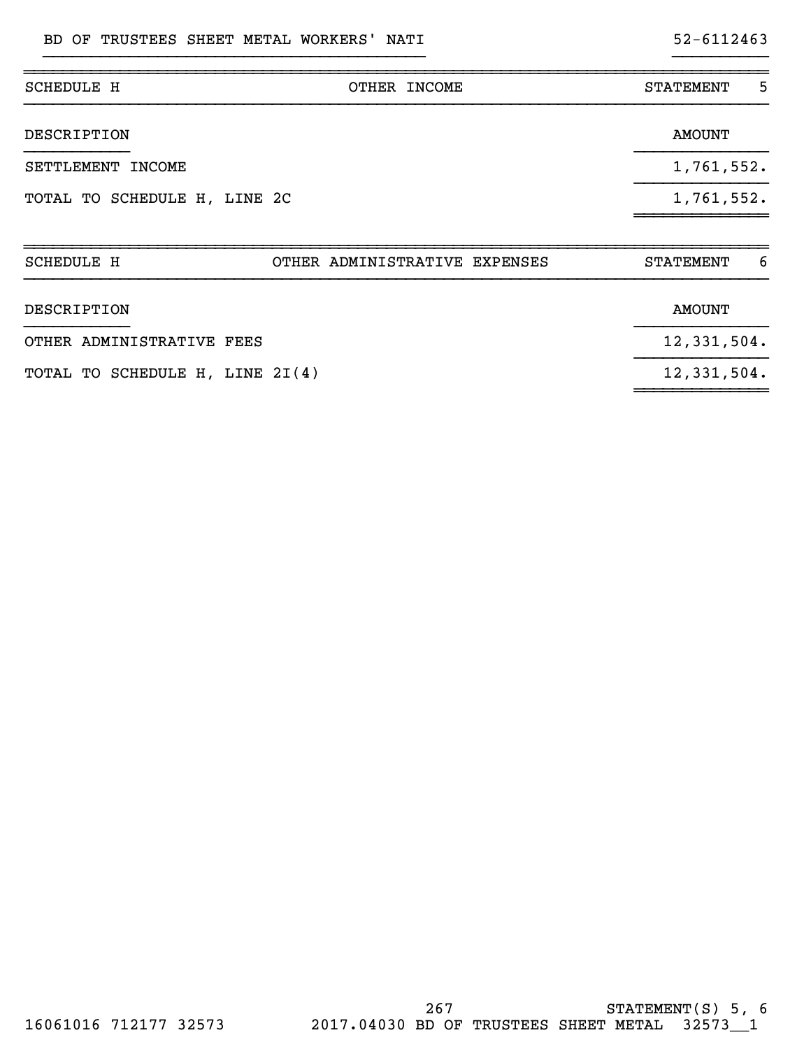BD OF TRUSTEES SHEET METAL WORKERS' NATI 52-6112463

| SCHEDULE H | OTHER INCOME | STATEMENT 5 |
|---|---|---|
| DESCRIPTION | | AMOUNT |
| SETTLEMENT INCOME | | 1,761,552. |
| TOTAL TO SCHEDULE H, LINE 2C | | 1,761,552. |

| SCHEDULE H | OTHER ADMINISTRATIVE EXPENSES | STATEMENT 6 |
|---|---|---|
| DESCRIPTION | | AMOUNT |
| OTHER ADMINISTRATIVE FEES | | 12,331,504. |
| TOTAL TO SCHEDULE H, LINE 2I(4) | | 12,331,504. |

STATEMENT(S) 5, 6

16061016 712177 32573 2017.04030 BD OF TRUSTEES SHEET METAL 32573__1